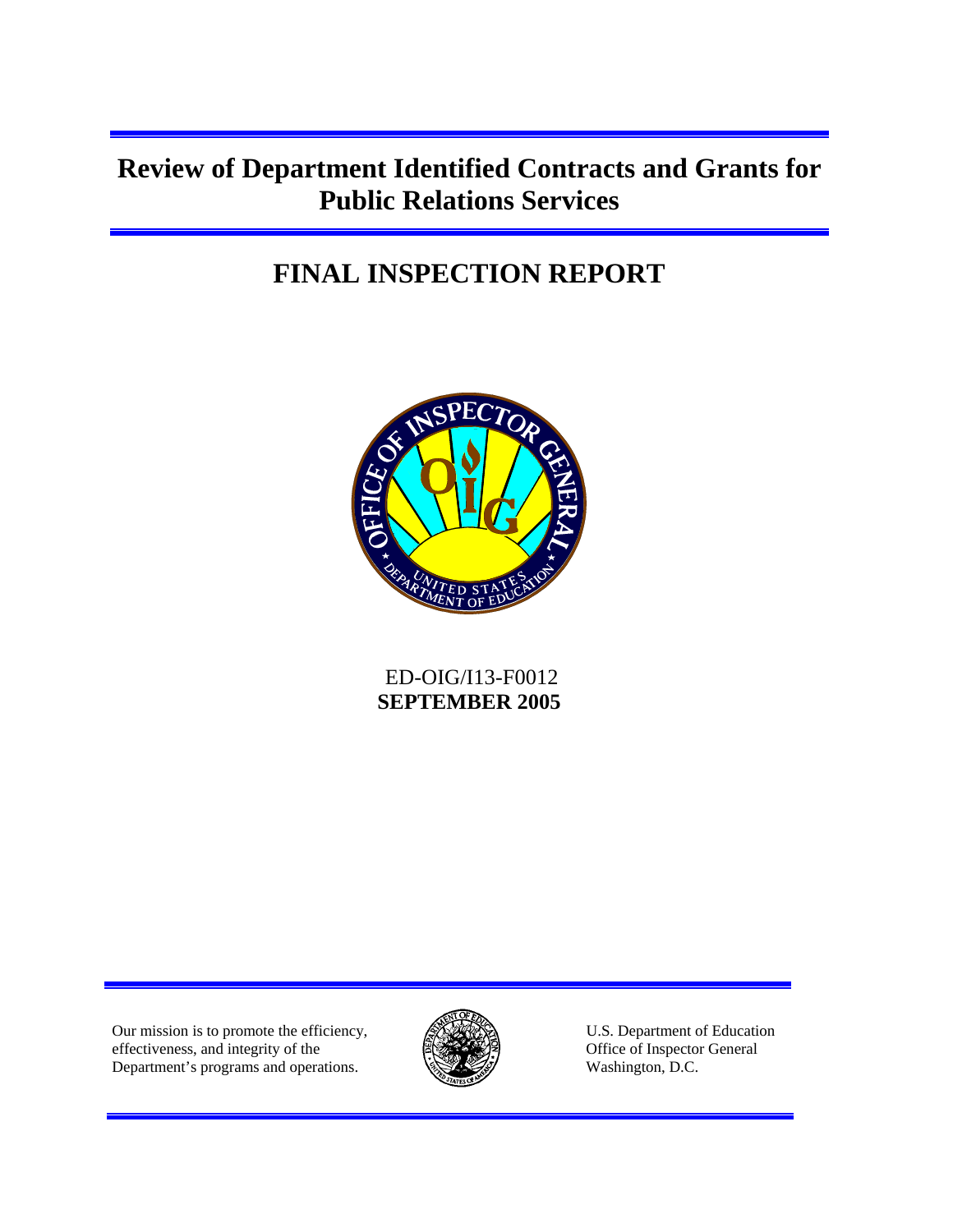# Review of Department Identified Contracts and Grants for Public Relations Services

## FINAL INSPECTION REPORT

ED-OIG/I13-F0012
**SEPTEMBER 2005**

Our mission is to promote the efficiency, effectiveness, and integrity of the Department's programs and operations.

U.S. Department of Education
Office of Inspector General
Washington, D.C.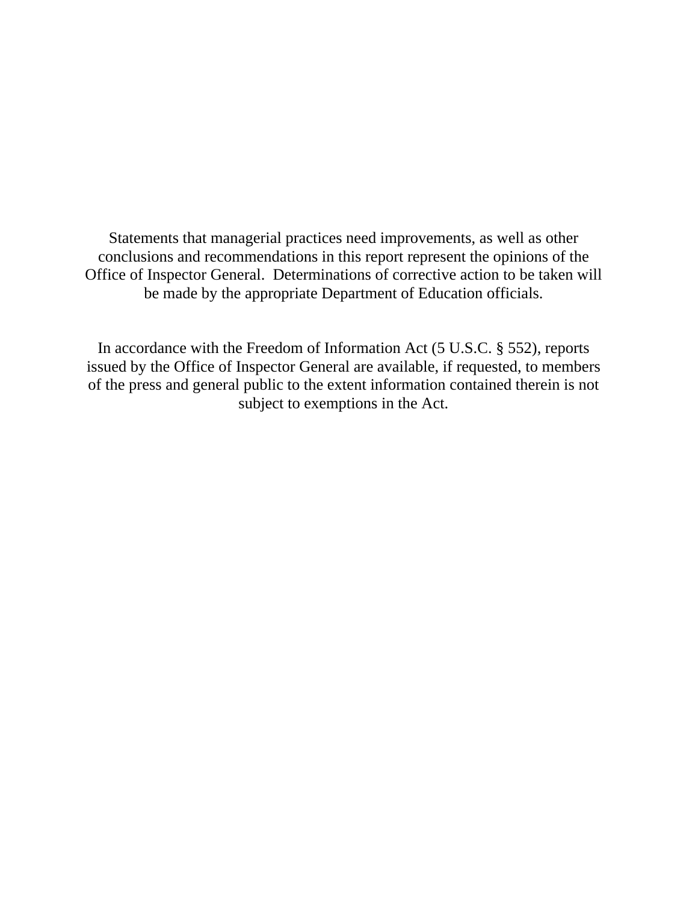Statements that managerial practices need improvements, as well as other conclusions and recommendations in this report represent the opinions of the Office of Inspector General. Determinations of corrective action to be taken will be made by the appropriate Department of Education officials.

In accordance with the Freedom of Information Act (5 U.S.C. § 552), reports issued by the Office of Inspector General are available, if requested, to members of the press and general public to the extent information contained therein is not subject to exemptions in the Act.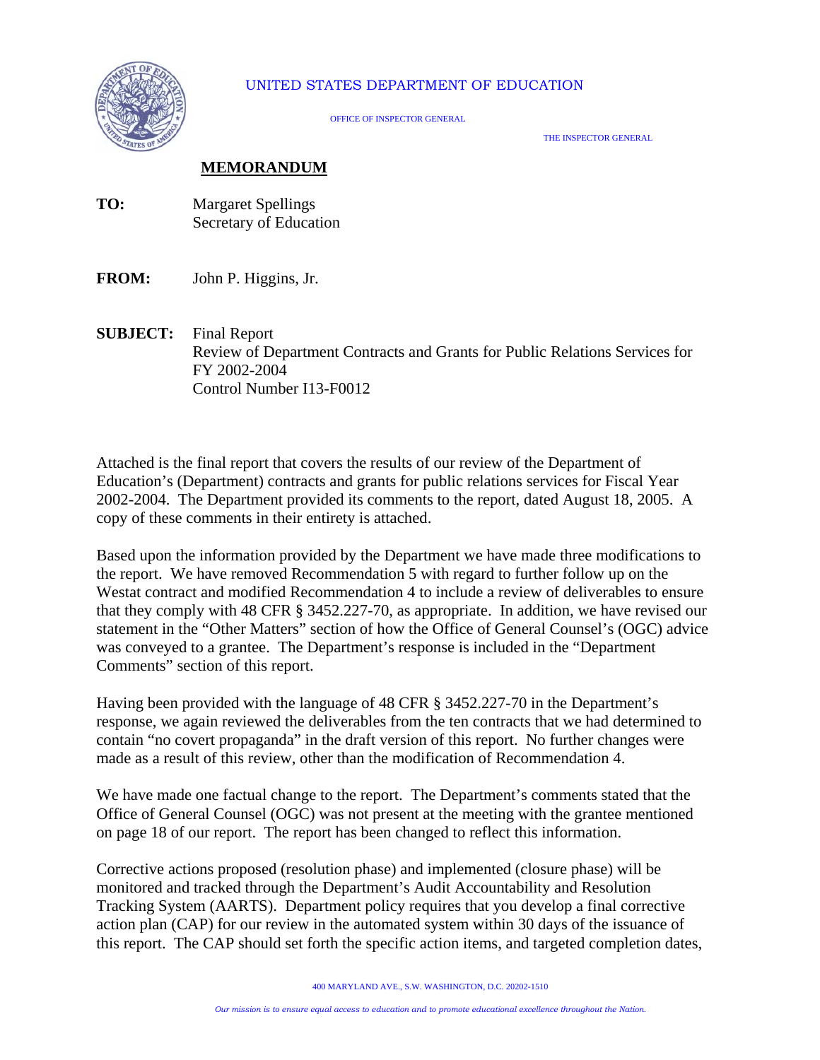UNITED STATES DEPARTMENT OF EDUCATION

OFFICE OF INSPECTOR GENERAL

THE INSPECTOR GENERAL

**MEMORANDUM**

**TO:** Margaret Spellings
Secretary of Education

**FROM:** John P. Higgins, Jr.

**SUBJECT:** Final Report
Review of Department Contracts and Grants for Public Relations Services for FY 2002-2004
Control Number I13-F0012

Attached is the final report that covers the results of our review of the Department of Education's (Department) contracts and grants for public relations services for Fiscal Year 2002-2004. The Department provided its comments to the report, dated August 18, 2005. A copy of these comments in their entirety is attached.

Based upon the information provided by the Department we have made three modifications to the report. We have removed Recommendation 5 with regard to further follow up on the Westat contract and modified Recommendation 4 to include a review of deliverables to ensure that they comply with 48 CFR § 3452.227-70, as appropriate. In addition, we have revised our statement in the "Other Matters" section of how the Office of General Counsel's (OGC) advice was conveyed to a grantee. The Department's response is included in the "Department Comments" section of this report.

Having been provided with the language of 48 CFR § 3452.227-70 in the Department's response, we again reviewed the deliverables from the ten contracts that we had determined to contain "no covert propaganda" in the draft version of this report. No further changes were made as a result of this review, other than the modification of Recommendation 4.

We have made one factual change to the report. The Department's comments stated that the Office of General Counsel (OGC) was not present at the meeting with the grantee mentioned on page 18 of our report. The report has been changed to reflect this information.

Corrective actions proposed (resolution phase) and implemented (closure phase) will be monitored and tracked through the Department's Audit Accountability and Resolution Tracking System (AARTS). Department policy requires that you develop a final corrective action plan (CAP) for our review in the automated system within 30 days of the issuance of this report. The CAP should set forth the specific action items, and targeted completion dates,

400 MARYLAND AVE., S.W. WASHINGTON, D.C. 20202-1510

*Our mission is to ensure equal access to education and to promote educational excellence throughout the Nation.*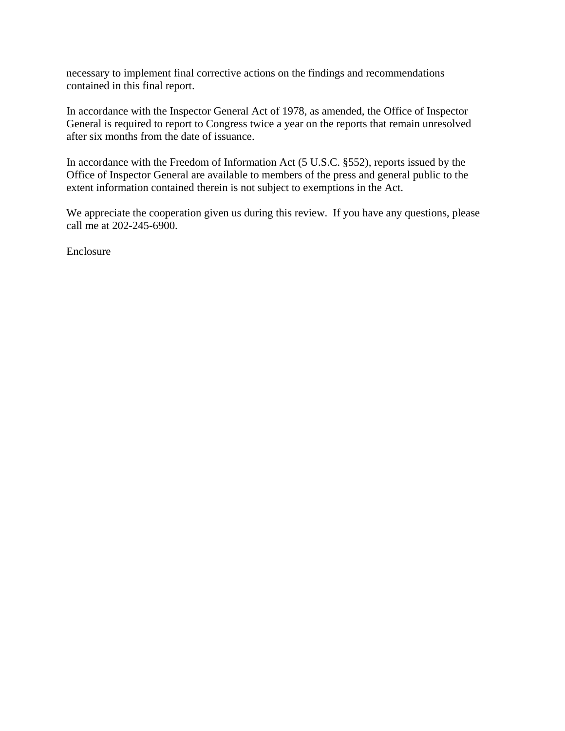necessary to implement final corrective actions on the findings and recommendations contained in this final report.

In accordance with the Inspector General Act of 1978, as amended, the Office of Inspector General is required to report to Congress twice a year on the reports that remain unresolved after six months from the date of issuance.

In accordance with the Freedom of Information Act (5 U.S.C. §552), reports issued by the Office of Inspector General are available to members of the press and general public to the extent information contained therein is not subject to exemptions in the Act.

We appreciate the cooperation given us during this review. If you have any questions, please call me at 202-245-6900.

Enclosure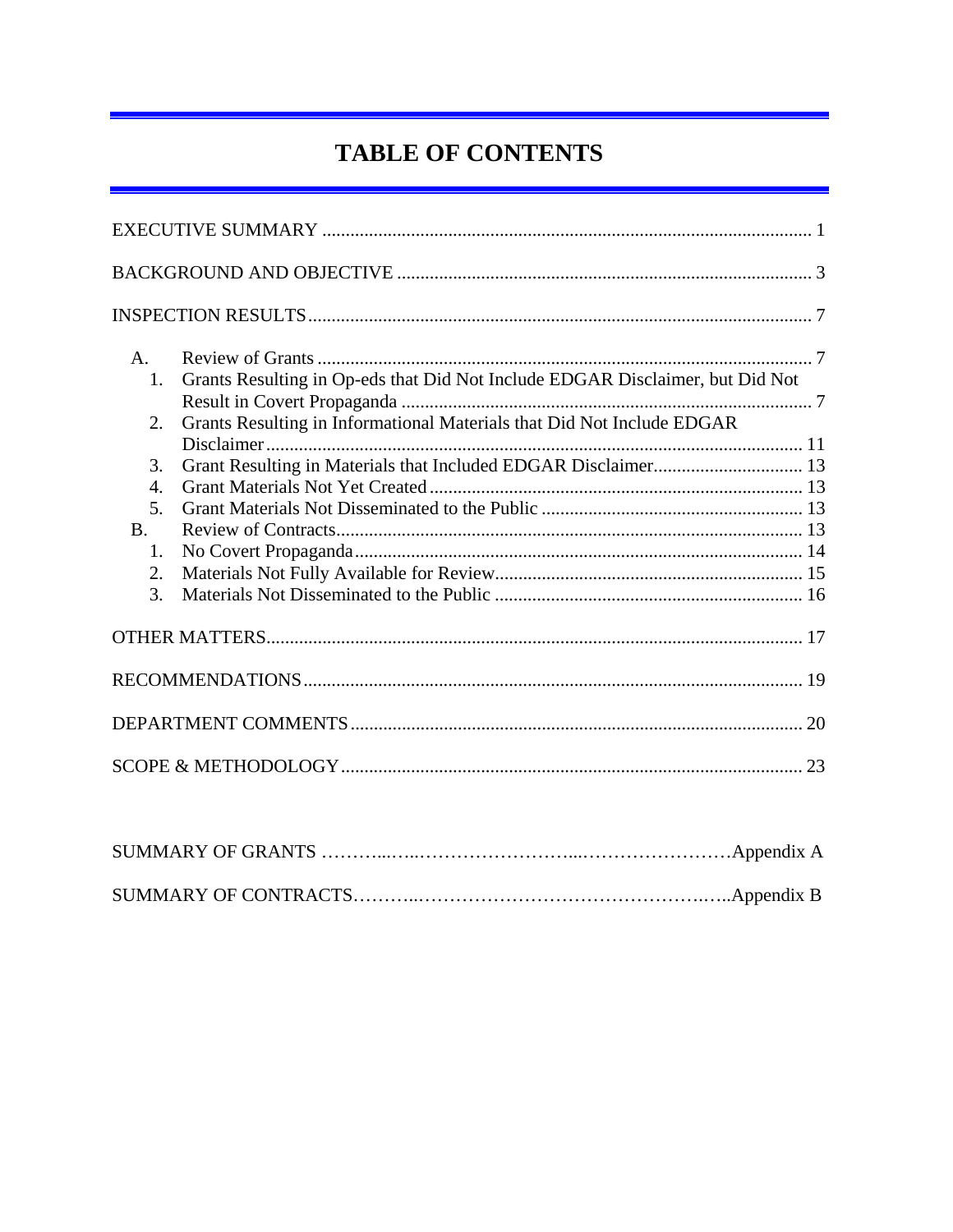# TABLE OF CONTENTS

EXECUTIVE SUMMARY ........................................................................................................ 1

BACKGROUND AND OBJECTIVE ........................................................................................ 3

INSPECTION RESULTS........................................................................................................... 7

A. Review of Grants ......................................................................................................... 7
   1. Grants Resulting in Op-eds that Did Not Include EDGAR Disclaimer, but Did Not Result in Covert Propaganda ........................................................................ 7
   2. Grants Resulting in Informational Materials that Did Not Include EDGAR Disclaimer.................................................................................................................. 11
   3. Grant Resulting in Materials that Included EDGAR Disclaimer................................ 13
   4. Grant Materials Not Yet Created................................................................................ 13
   5. Grant Materials Not Disseminated to the Public ........................................................ 13

B. Review of Contracts.................................................................................................... 13
   1. No Covert Propaganda................................................................................................ 14
   2. Materials Not Fully Available for Review.................................................................. 15
   3. Materials Not Disseminated to the Public .................................................................. 16

OTHER MATTERS.................................................................................................................. 17

RECOMMENDATIONS.......................................................................................................... 19

DEPARTMENT COMMENTS................................................................................................ 20

SCOPE & METHODOLOGY.................................................................................................. 23

SUMMARY OF GRANTS ………...…..……………………...……………………Appendix A

SUMMARY OF CONTRACTS………..…………………………………………..…..Appendix B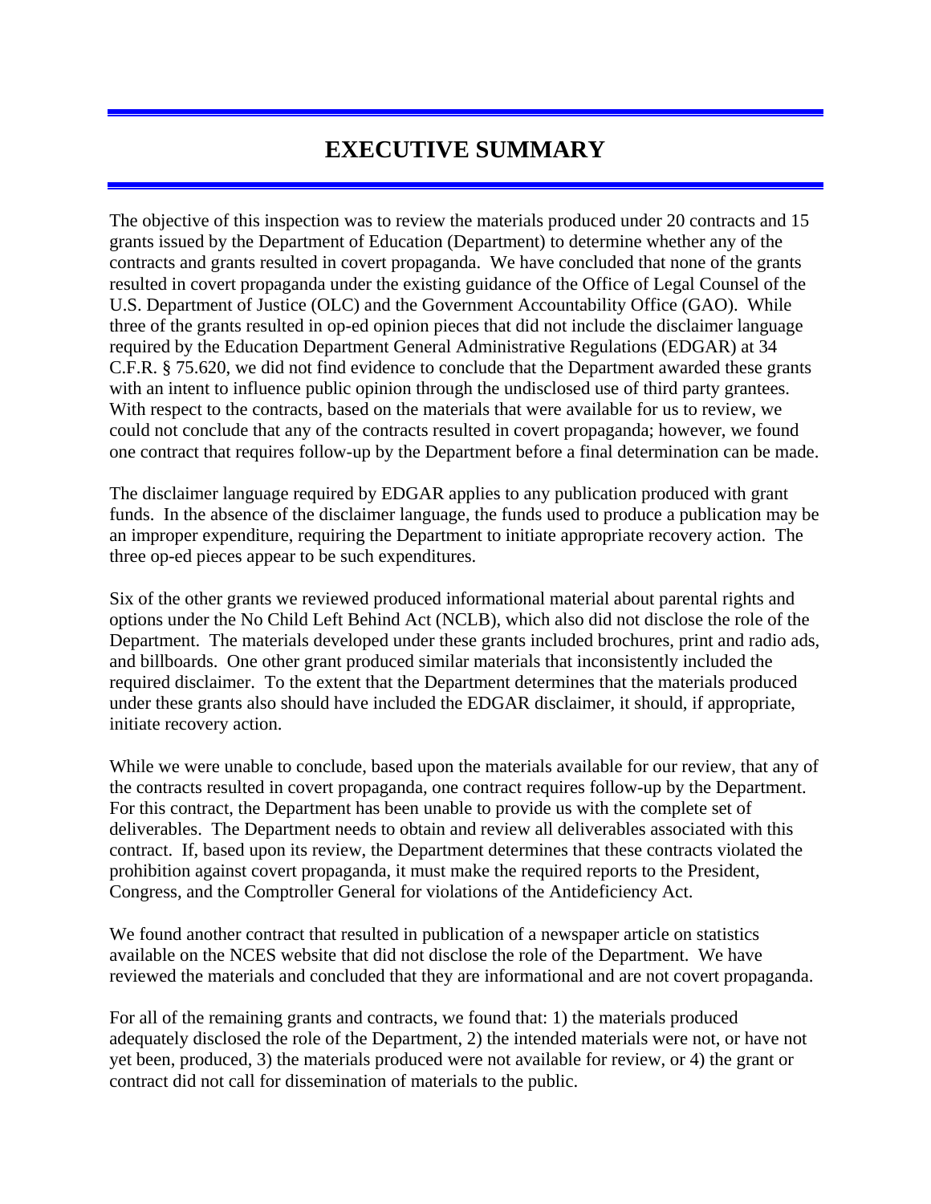# EXECUTIVE SUMMARY

The objective of this inspection was to review the materials produced under 20 contracts and 15 grants issued by the Department of Education (Department) to determine whether any of the contracts and grants resulted in covert propaganda. We have concluded that none of the grants resulted in covert propaganda under the existing guidance of the Office of Legal Counsel of the U.S. Department of Justice (OLC) and the Government Accountability Office (GAO). While three of the grants resulted in op-ed opinion pieces that did not include the disclaimer language required by the Education Department General Administrative Regulations (EDGAR) at 34 C.F.R. § 75.620, we did not find evidence to conclude that the Department awarded these grants with an intent to influence public opinion through the undisclosed use of third party grantees. With respect to the contracts, based on the materials that were available for us to review, we could not conclude that any of the contracts resulted in covert propaganda; however, we found one contract that requires follow-up by the Department before a final determination can be made.

The disclaimer language required by EDGAR applies to any publication produced with grant funds. In the absence of the disclaimer language, the funds used to produce a publication may be an improper expenditure, requiring the Department to initiate appropriate recovery action. The three op-ed pieces appear to be such expenditures.

Six of the other grants we reviewed produced informational material about parental rights and options under the No Child Left Behind Act (NCLB), which also did not disclose the role of the Department. The materials developed under these grants included brochures, print and radio ads, and billboards. One other grant produced similar materials that inconsistently included the required disclaimer. To the extent that the Department determines that the materials produced under these grants also should have included the EDGAR disclaimer, it should, if appropriate, initiate recovery action.

While we were unable to conclude, based upon the materials available for our review, that any of the contracts resulted in covert propaganda, one contract requires follow-up by the Department. For this contract, the Department has been unable to provide us with the complete set of deliverables. The Department needs to obtain and review all deliverables associated with this contract. If, based upon its review, the Department determines that these contracts violated the prohibition against covert propaganda, it must make the required reports to the President, Congress, and the Comptroller General for violations of the Antideficiency Act.

We found another contract that resulted in publication of a newspaper article on statistics available on the NCES website that did not disclose the role of the Department. We have reviewed the materials and concluded that they are informational and are not covert propaganda.

For all of the remaining grants and contracts, we found that: 1) the materials produced adequately disclosed the role of the Department, 2) the intended materials were not, or have not yet been, produced, 3) the materials produced were not available for review, or 4) the grant or contract did not call for dissemination of materials to the public.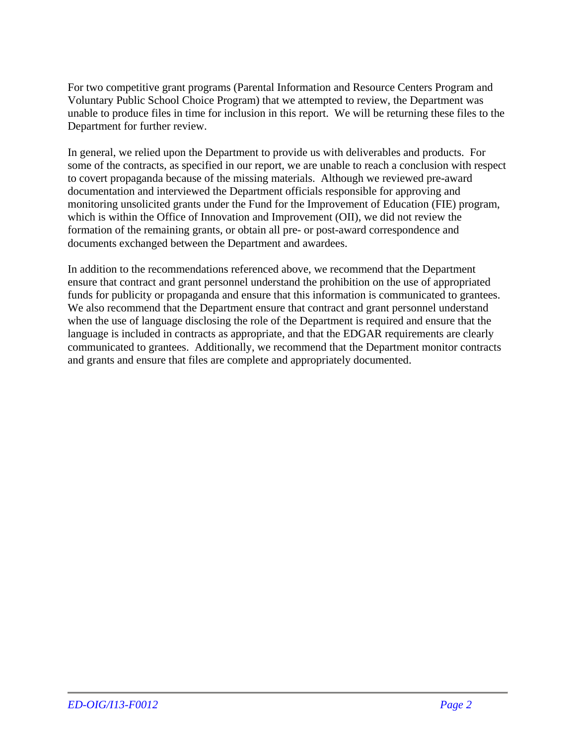For two competitive grant programs (Parental Information and Resource Centers Program and Voluntary Public School Choice Program) that we attempted to review, the Department was unable to produce files in time for inclusion in this report. We will be returning these files to the Department for further review.

In general, we relied upon the Department to provide us with deliverables and products. For some of the contracts, as specified in our report, we are unable to reach a conclusion with respect to covert propaganda because of the missing materials. Although we reviewed pre-award documentation and interviewed the Department officials responsible for approving and monitoring unsolicited grants under the Fund for the Improvement of Education (FIE) program, which is within the Office of Innovation and Improvement (OII), we did not review the formation of the remaining grants, or obtain all pre- or post-award correspondence and documents exchanged between the Department and awardees.

In addition to the recommendations referenced above, we recommend that the Department ensure that contract and grant personnel understand the prohibition on the use of appropriated funds for publicity or propaganda and ensure that this information is communicated to grantees. We also recommend that the Department ensure that contract and grant personnel understand when the use of language disclosing the role of the Department is required and ensure that the language is included in contracts as appropriate, and that the EDGAR requirements are clearly communicated to grantees. Additionally, we recommend that the Department monitor contracts and grants and ensure that files are complete and appropriately documented.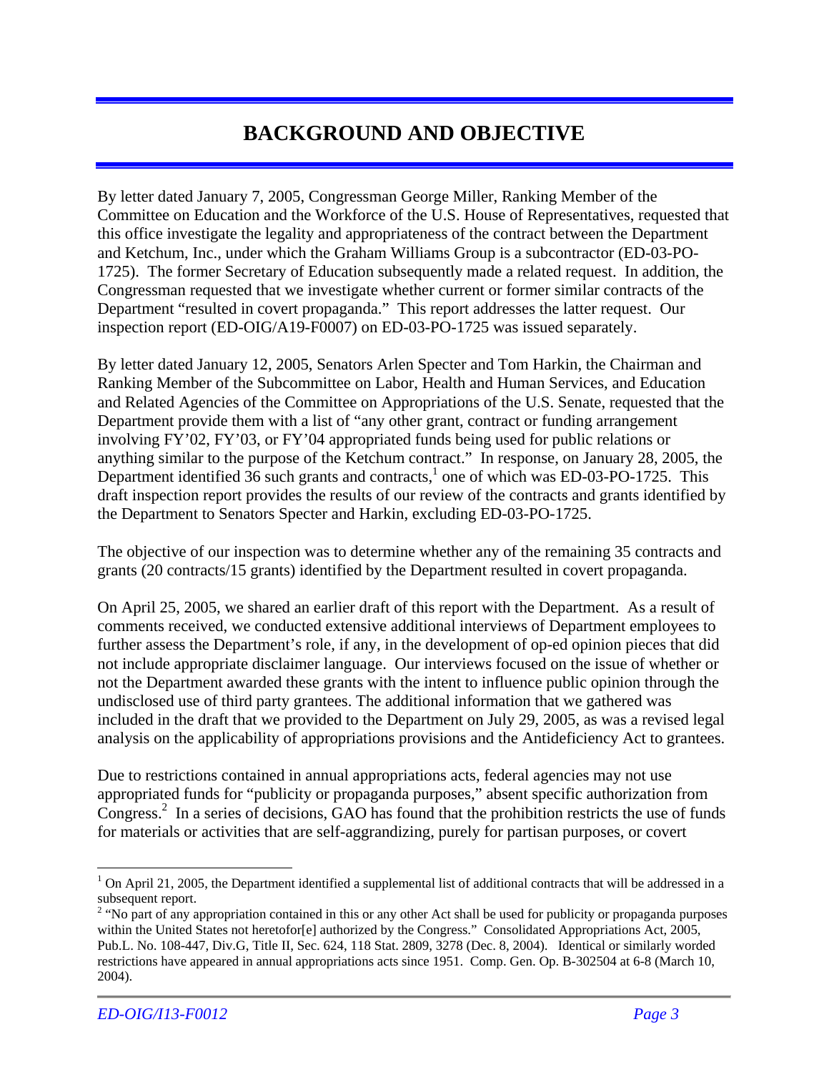# BACKGROUND AND OBJECTIVE

By letter dated January 7, 2005, Congressman George Miller, Ranking Member of the Committee on Education and the Workforce of the U.S. House of Representatives, requested that this office investigate the legality and appropriateness of the contract between the Department and Ketchum, Inc., under which the Graham Williams Group is a subcontractor (ED-03-PO-1725). The former Secretary of Education subsequently made a related request. In addition, the Congressman requested that we investigate whether current or former similar contracts of the Department "resulted in covert propaganda." This report addresses the latter request. Our inspection report (ED-OIG/A19-F0007) on ED-03-PO-1725 was issued separately.

By letter dated January 12, 2005, Senators Arlen Specter and Tom Harkin, the Chairman and Ranking Member of the Subcommittee on Labor, Health and Human Services, and Education and Related Agencies of the Committee on Appropriations of the U.S. Senate, requested that the Department provide them with a list of "any other grant, contract or funding arrangement involving FY'02, FY'03, or FY'04 appropriated funds being used for public relations or anything similar to the purpose of the Ketchum contract." In response, on January 28, 2005, the Department identified 36 such grants and contracts,[1] one of which was ED-03-PO-1725. This draft inspection report provides the results of our review of the contracts and grants identified by the Department to Senators Specter and Harkin, excluding ED-03-PO-1725.

The objective of our inspection was to determine whether any of the remaining 35 contracts and grants (20 contracts/15 grants) identified by the Department resulted in covert propaganda.

On April 25, 2005, we shared an earlier draft of this report with the Department. As a result of comments received, we conducted extensive additional interviews of Department employees to further assess the Department's role, if any, in the development of op-ed opinion pieces that did not include appropriate disclaimer language. Our interviews focused on the issue of whether or not the Department awarded these grants with the intent to influence public opinion through the undisclosed use of third party grantees. The additional information that we gathered was included in the draft that we provided to the Department on July 29, 2005, as was a revised legal analysis on the applicability of appropriations provisions and the Antideficiency Act to grantees.

Due to restrictions contained in annual appropriations acts, federal agencies may not use appropriated funds for "publicity or propaganda purposes," absent specific authorization from Congress.[2] In a series of decisions, GAO has found that the prohibition restricts the use of funds for materials or activities that are self-aggrandizing, purely for partisan purposes, or covert

---

[1] On April 21, 2005, the Department identified a supplemental list of additional contracts that will be addressed in a subsequent report.

[2] "No part of any appropriation contained in this or any other Act shall be used for publicity or propaganda purposes within the United States not heretofor[e] authorized by the Congress." Consolidated Appropriations Act, 2005, Pub.L. No. 108-447, Div.G, Title II, Sec. 624, 118 Stat. 2809, 3278 (Dec. 8, 2004). Identical or similarly worded restrictions have appeared in annual appropriations acts since 1951. Comp. Gen. Op. B-302504 at 6-8 (March 10, 2004).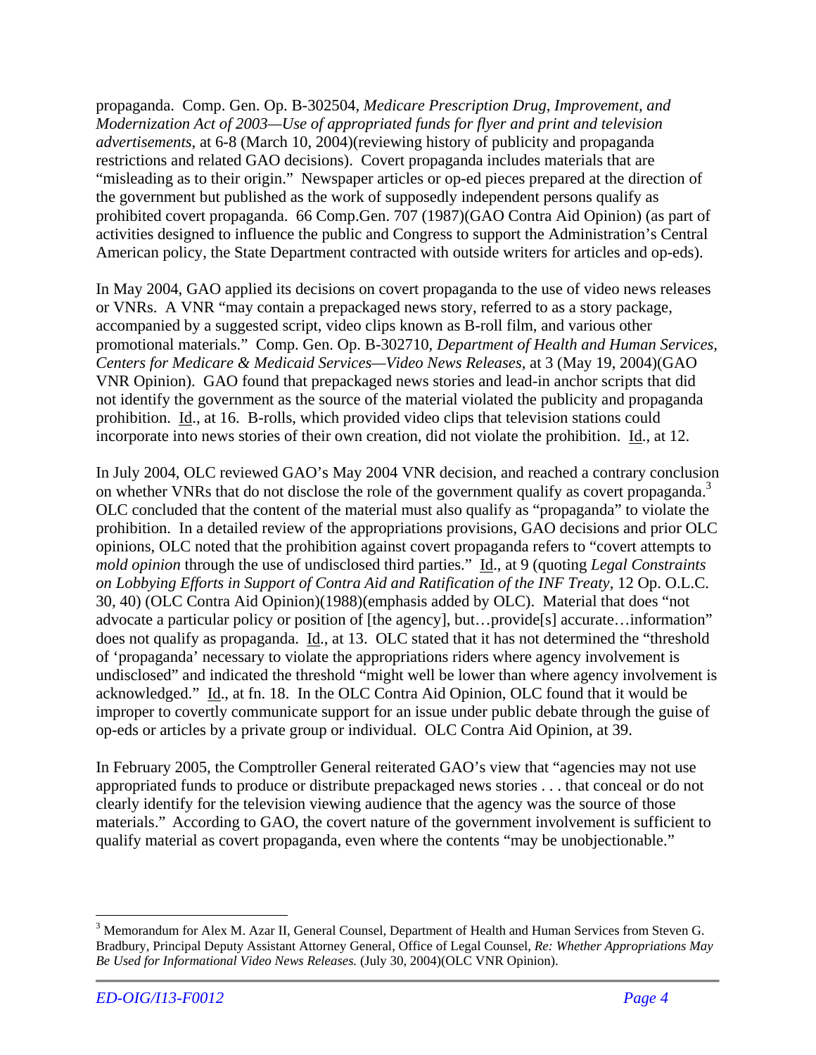propaganda. Comp. Gen. Op. B-302504, *Medicare Prescription Drug, Improvement, and Modernization Act of 2003—Use of appropriated funds for flyer and print and television advertisements*, at 6-8 (March 10, 2004)(reviewing history of publicity and propaganda restrictions and related GAO decisions). Covert propaganda includes materials that are "misleading as to their origin." Newspaper articles or op-ed pieces prepared at the direction of the government but published as the work of supposedly independent persons qualify as prohibited covert propaganda. 66 Comp.Gen. 707 (1987)(GAO Contra Aid Opinion) (as part of activities designed to influence the public and Congress to support the Administration's Central American policy, the State Department contracted with outside writers for articles and op-eds).

In May 2004, GAO applied its decisions on covert propaganda to the use of video news releases or VNRs. A VNR "may contain a prepackaged news story, referred to as a story package, accompanied by a suggested script, video clips known as B-roll film, and various other promotional materials." Comp. Gen. Op. B-302710, *Department of Health and Human Services, Centers for Medicare & Medicaid Services—Video News Releases*, at 3 (May 19, 2004)(GAO VNR Opinion). GAO found that prepackaged news stories and lead-in anchor scripts that did not identify the government as the source of the material violated the publicity and propaganda prohibition. Id., at 16. B-rolls, which provided video clips that television stations could incorporate into news stories of their own creation, did not violate the prohibition. Id., at 12.

In July 2004, OLC reviewed GAO's May 2004 VNR decision, and reached a contrary conclusion on whether VNRs that do not disclose the role of the government qualify as covert propaganda.[3] OLC concluded that the content of the material must also qualify as "propaganda" to violate the prohibition. In a detailed review of the appropriations provisions, GAO decisions and prior OLC opinions, OLC noted that the prohibition against covert propaganda refers to "covert attempts to *mold opinion* through the use of undisclosed third parties." Id., at 9 (quoting *Legal Constraints on Lobbying Efforts in Support of Contra Aid and Ratification of the INF Treaty*, 12 Op. O.L.C. 30, 40) (OLC Contra Aid Opinion)(1988)(emphasis added by OLC). Material that does "not advocate a particular policy or position of [the agency], but…provide[s] accurate…information" does not qualify as propaganda. Id., at 13. OLC stated that it has not determined the "threshold of 'propaganda' necessary to violate the appropriations riders where agency involvement is undisclosed" and indicated the threshold "might well be lower than where agency involvement is acknowledged." Id., at fn. 18. In the OLC Contra Aid Opinion, OLC found that it would be improper to covertly communicate support for an issue under public debate through the guise of op-eds or articles by a private group or individual. OLC Contra Aid Opinion, at 39.

In February 2005, the Comptroller General reiterated GAO's view that "agencies may not use appropriated funds to produce or distribute prepackaged news stories . . . that conceal or do not clearly identify for the television viewing audience that the agency was the source of those materials." According to GAO, the covert nature of the government involvement is sufficient to qualify material as covert propaganda, even where the contents "may be unobjectionable."

---

[3] Memorandum for Alex M. Azar II, General Counsel, Department of Health and Human Services from Steven G. Bradbury, Principal Deputy Assistant Attorney General, Office of Legal Counsel, *Re: Whether Appropriations May Be Used for Informational Video News Releases.* (July 30, 2004)(OLC VNR Opinion).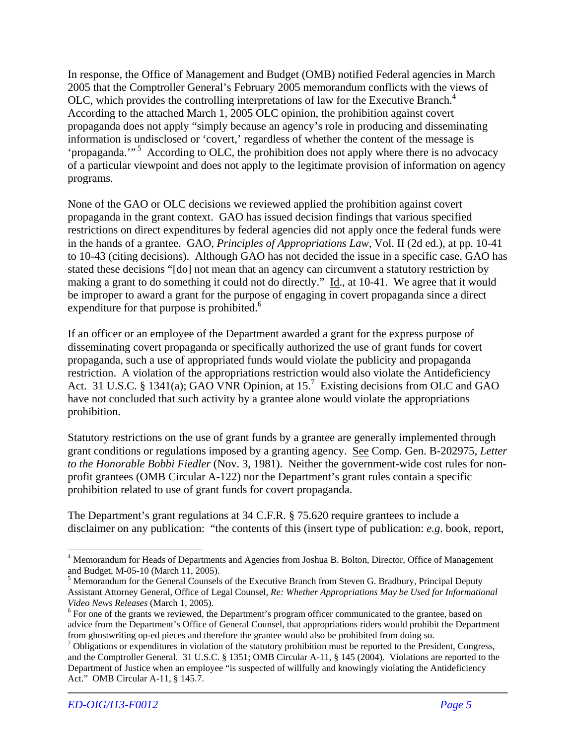In response, the Office of Management and Budget (OMB) notified Federal agencies in March 2005 that the Comptroller General's February 2005 memorandum conflicts with the views of OLC, which provides the controlling interpretations of law for the Executive Branch.[4] According to the attached March 1, 2005 OLC opinion, the prohibition against covert propaganda does not apply "simply because an agency's role in producing and disseminating information is undisclosed or 'covert,' regardless of whether the content of the message is 'propaganda.'"[5] According to OLC, the prohibition does not apply where there is no advocacy of a particular viewpoint and does not apply to the legitimate provision of information on agency programs.

None of the GAO or OLC decisions we reviewed applied the prohibition against covert propaganda in the grant context. GAO has issued decision findings that various specified restrictions on direct expenditures by federal agencies did not apply once the federal funds were in the hands of a grantee. GAO, *Principles of Appropriations Law*, Vol. II (2d ed.), at pp. 10-41 to 10-43 (citing decisions). Although GAO has not decided the issue in a specific case, GAO has stated these decisions "[do] not mean that an agency can circumvent a statutory restriction by making a grant to do something it could not do directly." Id., at 10-41. We agree that it would be improper to award a grant for the purpose of engaging in covert propaganda since a direct expenditure for that purpose is prohibited.[6]

If an officer or an employee of the Department awarded a grant for the express purpose of disseminating covert propaganda or specifically authorized the use of grant funds for covert propaganda, such a use of appropriated funds would violate the publicity and propaganda restriction. A violation of the appropriations restriction would also violate the Antideficiency Act. 31 U.S.C. § 1341(a); GAO VNR Opinion, at 15.[7] Existing decisions from OLC and GAO have not concluded that such activity by a grantee alone would violate the appropriations prohibition.

Statutory restrictions on the use of grant funds by a grantee are generally implemented through grant conditions or regulations imposed by a granting agency. See Comp. Gen. B-202975, *Letter to the Honorable Bobbi Fiedler* (Nov. 3, 1981). Neither the government-wide cost rules for non-profit grantees (OMB Circular A-122) nor the Department's grant rules contain a specific prohibition related to use of grant funds for covert propaganda.

The Department's grant regulations at 34 C.F.R. § 75.620 require grantees to include a disclaimer on any publication: "the contents of this (insert type of publication: *e.g*. book, report,

---

[4] Memorandum for Heads of Departments and Agencies from Joshua B. Bolton, Director, Office of Management and Budget, M-05-10 (March 11, 2005).

[5] Memorandum for the General Counsels of the Executive Branch from Steven G. Bradbury, Principal Deputy Assistant Attorney General, Office of Legal Counsel, *Re: Whether Appropriations May be Used for Informational Video News Releases* (March 1, 2005).

[6] For one of the grants we reviewed, the Department's program officer communicated to the grantee, based on advice from the Department's Office of General Counsel, that appropriations riders would prohibit the Department from ghostwriting op-ed pieces and therefore the grantee would also be prohibited from doing so.

[7] Obligations or expenditures in violation of the statutory prohibition must be reported to the President, Congress, and the Comptroller General. 31 U.S.C. § 1351; OMB Circular A-11, § 145 (2004). Violations are reported to the Department of Justice when an employee "is suspected of willfully and knowingly violating the Antideficiency Act." OMB Circular A-11, § 145.7.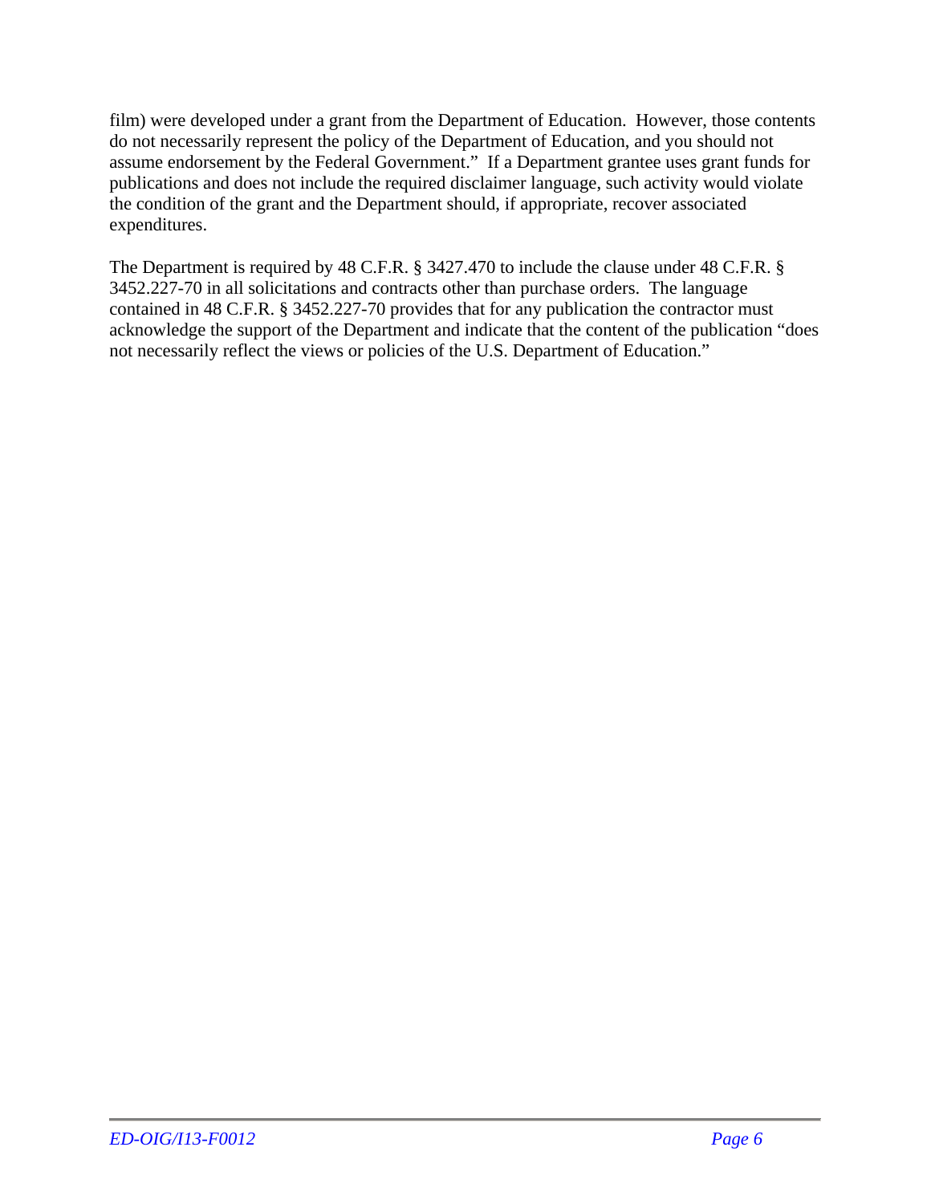film) were developed under a grant from the Department of Education. However, those contents do not necessarily represent the policy of the Department of Education, and you should not assume endorsement by the Federal Government." If a Department grantee uses grant funds for publications and does not include the required disclaimer language, such activity would violate the condition of the grant and the Department should, if appropriate, recover associated expenditures.

The Department is required by 48 C.F.R. § 3427.470 to include the clause under 48 C.F.R. § 3452.227-70 in all solicitations and contracts other than purchase orders. The language contained in 48 C.F.R. § 3452.227-70 provides that for any publication the contractor must acknowledge the support of the Department and indicate that the content of the publication "does not necessarily reflect the views or policies of the U.S. Department of Education."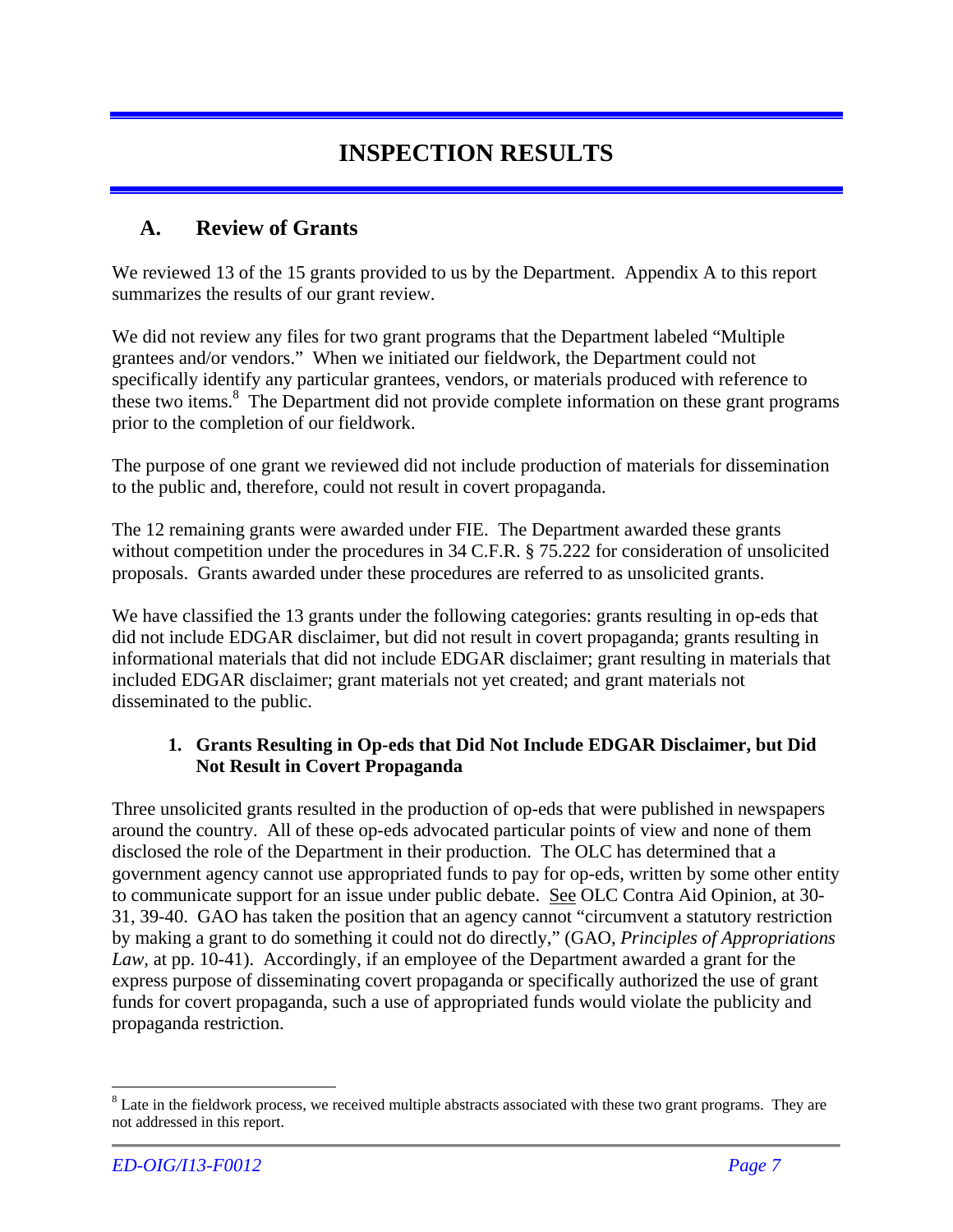# INSPECTION RESULTS

## A. Review of Grants

We reviewed 13 of the 15 grants provided to us by the Department. Appendix A to this report summarizes the results of our grant review.

We did not review any files for two grant programs that the Department labeled "Multiple grantees and/or vendors." When we initiated our fieldwork, the Department could not specifically identify any particular grantees, vendors, or materials produced with reference to these two items.[8] The Department did not provide complete information on these grant programs prior to the completion of our fieldwork.

The purpose of one grant we reviewed did not include production of materials for dissemination to the public and, therefore, could not result in covert propaganda.

The 12 remaining grants were awarded under FIE. The Department awarded these grants without competition under the procedures in 34 C.F.R. § 75.222 for consideration of unsolicited proposals. Grants awarded under these procedures are referred to as unsolicited grants.

We have classified the 13 grants under the following categories: grants resulting in op-eds that did not include EDGAR disclaimer, but did not result in covert propaganda; grants resulting in informational materials that did not include EDGAR disclaimer; grant resulting in materials that included EDGAR disclaimer; grant materials not yet created; and grant materials not disseminated to the public.

### 1. Grants Resulting in Op-eds that Did Not Include EDGAR Disclaimer, but Did Not Result in Covert Propaganda

Three unsolicited grants resulted in the production of op-eds that were published in newspapers around the country. All of these op-eds advocated particular points of view and none of them disclosed the role of the Department in their production. The OLC has determined that a government agency cannot use appropriated funds to pay for op-eds, written by some other entity to communicate support for an issue under public debate. See OLC Contra Aid Opinion, at 30-31, 39-40. GAO has taken the position that an agency cannot "circumvent a statutory restriction by making a grant to do something it could not do directly," (GAO, *Principles of Appropriations Law*, at pp. 10-41). Accordingly, if an employee of the Department awarded a grant for the express purpose of disseminating covert propaganda or specifically authorized the use of grant funds for covert propaganda, such a use of appropriated funds would violate the publicity and propaganda restriction.

[8] Late in the fieldwork process, we received multiple abstracts associated with these two grant programs. They are not addressed in this report.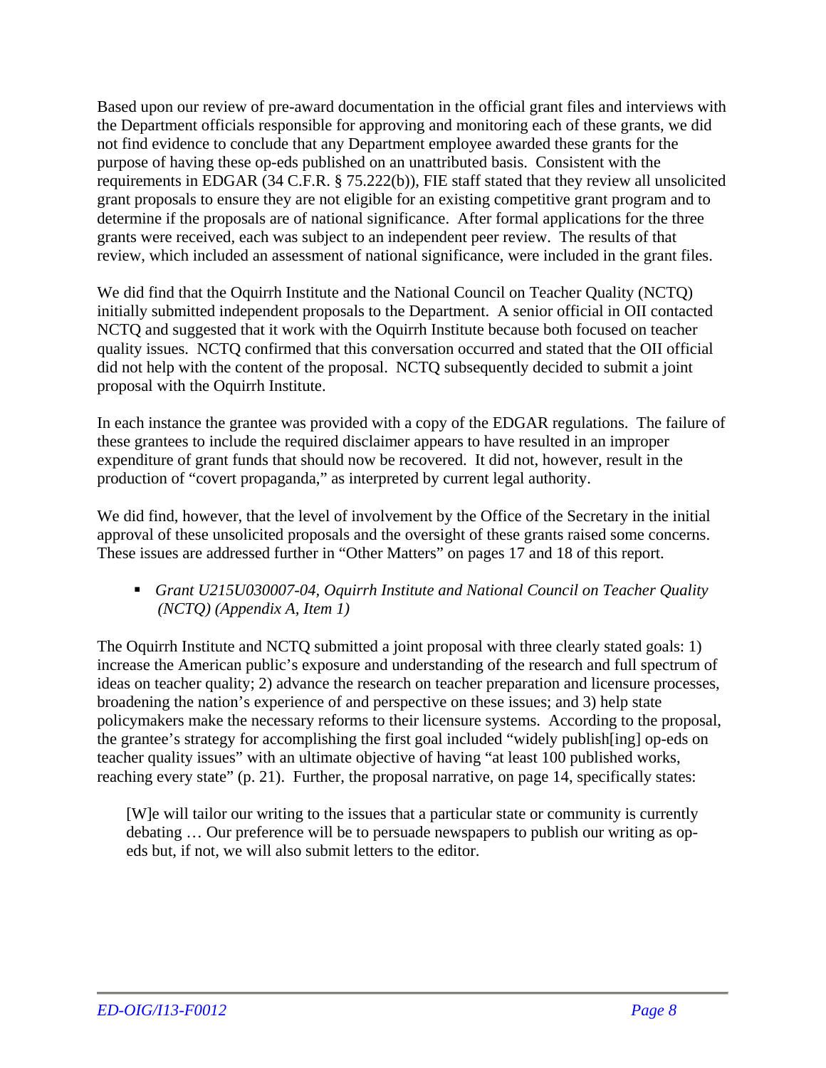Based upon our review of pre-award documentation in the official grant files and interviews with the Department officials responsible for approving and monitoring each of these grants, we did not find evidence to conclude that any Department employee awarded these grants for the purpose of having these op-eds published on an unattributed basis. Consistent with the requirements in EDGAR (34 C.F.R. § 75.222(b)), FIE staff stated that they review all unsolicited grant proposals to ensure they are not eligible for an existing competitive grant program and to determine if the proposals are of national significance. After formal applications for the three grants were received, each was subject to an independent peer review. The results of that review, which included an assessment of national significance, were included in the grant files.

We did find that the Oquirrh Institute and the National Council on Teacher Quality (NCTQ) initially submitted independent proposals to the Department. A senior official in OII contacted NCTQ and suggested that it work with the Oquirrh Institute because both focused on teacher quality issues. NCTQ confirmed that this conversation occurred and stated that the OII official did not help with the content of the proposal. NCTQ subsequently decided to submit a joint proposal with the Oquirrh Institute.

In each instance the grantee was provided with a copy of the EDGAR regulations. The failure of these grantees to include the required disclaimer appears to have resulted in an improper expenditure of grant funds that should now be recovered. It did not, however, result in the production of "covert propaganda," as interpreted by current legal authority.

We did find, however, that the level of involvement by the Office of the Secretary in the initial approval of these unsolicited proposals and the oversight of these grants raised some concerns. These issues are addressed further in "Other Matters" on pages 17 and 18 of this report.

- *Grant U215U030007-04, Oquirrh Institute and National Council on Teacher Quality (NCTQ) (Appendix A, Item 1)*

The Oquirrh Institute and NCTQ submitted a joint proposal with three clearly stated goals: 1) increase the American public's exposure and understanding of the research and full spectrum of ideas on teacher quality; 2) advance the research on teacher preparation and licensure processes, broadening the nation's experience of and perspective on these issues; and 3) help state policymakers make the necessary reforms to their licensure systems. According to the proposal, the grantee's strategy for accomplishing the first goal included "widely publish[ing] op-eds on teacher quality issues" with an ultimate objective of having "at least 100 published works, reaching every state" (p. 21). Further, the proposal narrative, on page 14, specifically states:

> [W]e will tailor our writing to the issues that a particular state or community is currently debating … Our preference will be to persuade newspapers to publish our writing as op-eds but, if not, we will also submit letters to the editor.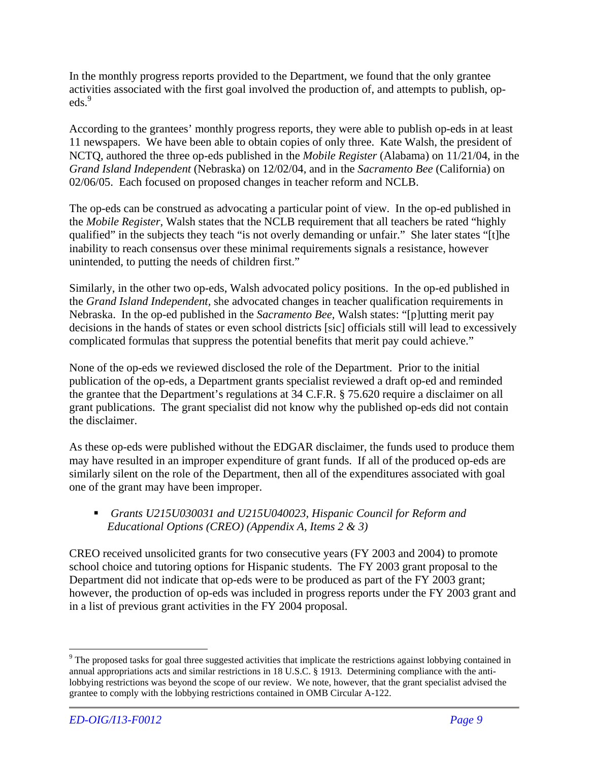In the monthly progress reports provided to the Department, we found that the only grantee activities associated with the first goal involved the production of, and attempts to publish, op-eds.[9]

According to the grantees' monthly progress reports, they were able to publish op-eds in at least 11 newspapers. We have been able to obtain copies of only three. Kate Walsh, the president of NCTQ, authored the three op-eds published in the *Mobile Register* (Alabama) on 11/21/04, in the *Grand Island Independent* (Nebraska) on 12/02/04, and in the *Sacramento Bee* (California) on 02/06/05. Each focused on proposed changes in teacher reform and NCLB.

The op-eds can be construed as advocating a particular point of view. In the op-ed published in the *Mobile Register*, Walsh states that the NCLB requirement that all teachers be rated "highly qualified" in the subjects they teach "is not overly demanding or unfair." She later states "[t]he inability to reach consensus over these minimal requirements signals a resistance, however unintended, to putting the needs of children first."

Similarly, in the other two op-eds, Walsh advocated policy positions. In the op-ed published in the *Grand Island Independent*, she advocated changes in teacher qualification requirements in Nebraska. In the op-ed published in the *Sacramento Bee*, Walsh states: "[p]utting merit pay decisions in the hands of states or even school districts [sic] officials still will lead to excessively complicated formulas that suppress the potential benefits that merit pay could achieve."

None of the op-eds we reviewed disclosed the role of the Department. Prior to the initial publication of the op-eds, a Department grants specialist reviewed a draft op-ed and reminded the grantee that the Department's regulations at 34 C.F.R. § 75.620 require a disclaimer on all grant publications. The grant specialist did not know why the published op-eds did not contain the disclaimer.

As these op-eds were published without the EDGAR disclaimer, the funds used to produce them may have resulted in an improper expenditure of grant funds. If all of the produced op-eds are similarly silent on the role of the Department, then all of the expenditures associated with goal one of the grant may have been improper.

- *Grants U215U030031 and U215U040023, Hispanic Council for Reform and Educational Options (CREO) (Appendix A, Items 2 & 3)*

CREO received unsolicited grants for two consecutive years (FY 2003 and 2004) to promote school choice and tutoring options for Hispanic students. The FY 2003 grant proposal to the Department did not indicate that op-eds were to be produced as part of the FY 2003 grant; however, the production of op-eds was included in progress reports under the FY 2003 grant and in a list of previous grant activities in the FY 2004 proposal.

---

[9] The proposed tasks for goal three suggested activities that implicate the restrictions against lobbying contained in annual appropriations acts and similar restrictions in 18 U.S.C. § 1913. Determining compliance with the anti-lobbying restrictions was beyond the scope of our review. We note, however, that the grant specialist advised the grantee to comply with the lobbying restrictions contained in OMB Circular A-122.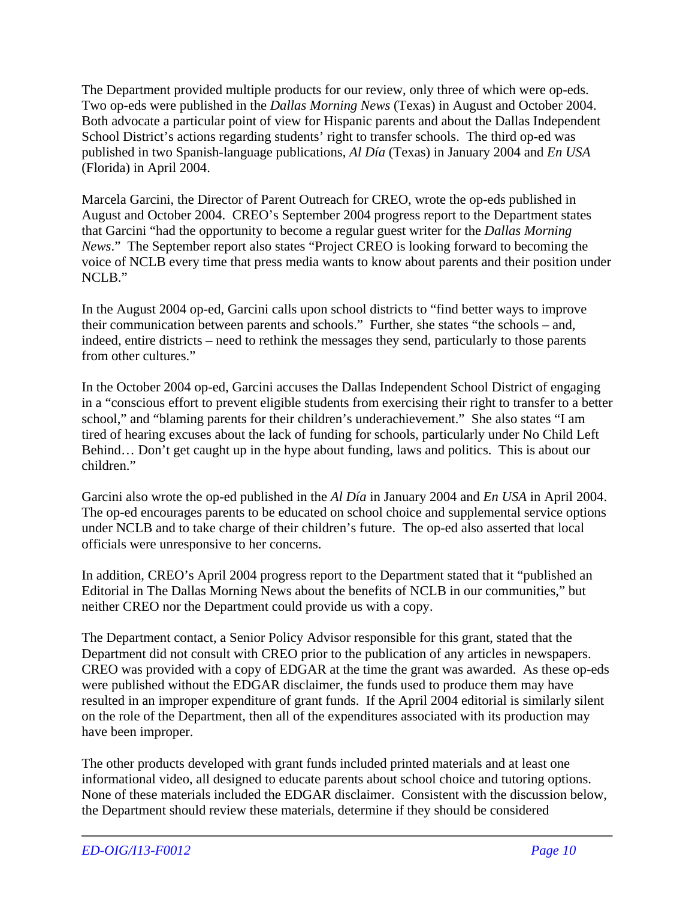The Department provided multiple products for our review, only three of which were op-eds. Two op-eds were published in the *Dallas Morning News* (Texas) in August and October 2004. Both advocate a particular point of view for Hispanic parents and about the Dallas Independent School District's actions regarding students' right to transfer schools. The third op-ed was published in two Spanish-language publications, *Al Día* (Texas) in January 2004 and *En USA* (Florida) in April 2004.

Marcela Garcini, the Director of Parent Outreach for CREO, wrote the op-eds published in August and October 2004. CREO's September 2004 progress report to the Department states that Garcini "had the opportunity to become a regular guest writer for the *Dallas Morning News*." The September report also states "Project CREO is looking forward to becoming the voice of NCLB every time that press media wants to know about parents and their position under NCLB."

In the August 2004 op-ed, Garcini calls upon school districts to "find better ways to improve their communication between parents and schools." Further, she states "the schools – and, indeed, entire districts – need to rethink the messages they send, particularly to those parents from other cultures."

In the October 2004 op-ed, Garcini accuses the Dallas Independent School District of engaging in a "conscious effort to prevent eligible students from exercising their right to transfer to a better school," and "blaming parents for their children's underachievement." She also states "I am tired of hearing excuses about the lack of funding for schools, particularly under No Child Left Behind… Don't get caught up in the hype about funding, laws and politics. This is about our children."

Garcini also wrote the op-ed published in the *Al Día* in January 2004 and *En USA* in April 2004. The op-ed encourages parents to be educated on school choice and supplemental service options under NCLB and to take charge of their children's future. The op-ed also asserted that local officials were unresponsive to her concerns.

In addition, CREO's April 2004 progress report to the Department stated that it "published an Editorial in The Dallas Morning News about the benefits of NCLB in our communities," but neither CREO nor the Department could provide us with a copy.

The Department contact, a Senior Policy Advisor responsible for this grant, stated that the Department did not consult with CREO prior to the publication of any articles in newspapers. CREO was provided with a copy of EDGAR at the time the grant was awarded. As these op-eds were published without the EDGAR disclaimer, the funds used to produce them may have resulted in an improper expenditure of grant funds. If the April 2004 editorial is similarly silent on the role of the Department, then all of the expenditures associated with its production may have been improper.

The other products developed with grant funds included printed materials and at least one informational video, all designed to educate parents about school choice and tutoring options. None of these materials included the EDGAR disclaimer. Consistent with the discussion below, the Department should review these materials, determine if they should be considered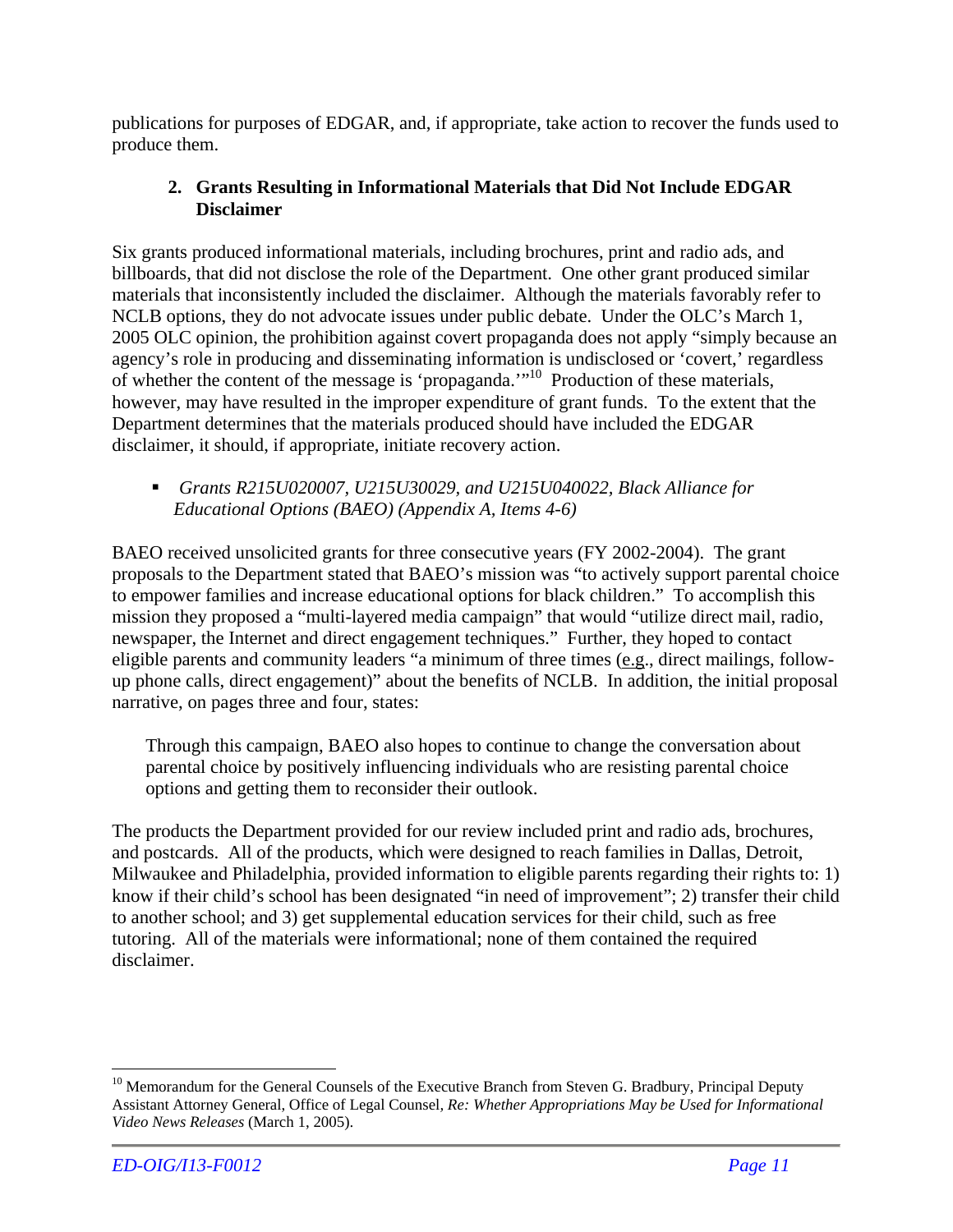publications for purposes of EDGAR, and, if appropriate, take action to recover the funds used to produce them.

### 2. Grants Resulting in Informational Materials that Did Not Include EDGAR Disclaimer

Six grants produced informational materials, including brochures, print and radio ads, and billboards, that did not disclose the role of the Department. One other grant produced similar materials that inconsistently included the disclaimer. Although the materials favorably refer to NCLB options, they do not advocate issues under public debate. Under the OLC's March 1, 2005 OLC opinion, the prohibition against covert propaganda does not apply "simply because an agency's role in producing and disseminating information is undisclosed or 'covert,' regardless of whether the content of the message is 'propaganda.'"[10] Production of these materials, however, may have resulted in the improper expenditure of grant funds. To the extent that the Department determines that the materials produced should have included the EDGAR disclaimer, it should, if appropriate, initiate recovery action.

- *Grants R215U020007, U215U30029, and U215U040022, Black Alliance for Educational Options (BAEO) (Appendix A, Items 4-6)*

BAEO received unsolicited grants for three consecutive years (FY 2002-2004). The grant proposals to the Department stated that BAEO's mission was "to actively support parental choice to empower families and increase educational options for black children." To accomplish this mission they proposed a "multi-layered media campaign" that would "utilize direct mail, radio, newspaper, the Internet and direct engagement techniques." Further, they hoped to contact eligible parents and community leaders "a minimum of three times (e.g., direct mailings, follow-up phone calls, direct engagement)" about the benefits of NCLB. In addition, the initial proposal narrative, on pages three and four, states:

> Through this campaign, BAEO also hopes to continue to change the conversation about parental choice by positively influencing individuals who are resisting parental choice options and getting them to reconsider their outlook.

The products the Department provided for our review included print and radio ads, brochures, and postcards. All of the products, which were designed to reach families in Dallas, Detroit, Milwaukee and Philadelphia, provided information to eligible parents regarding their rights to: 1) know if their child's school has been designated "in need of improvement"; 2) transfer their child to another school; and 3) get supplemental education services for their child, such as free tutoring. All of the materials were informational; none of them contained the required disclaimer.

---

[10] Memorandum for the General Counsels of the Executive Branch from Steven G. Bradbury, Principal Deputy Assistant Attorney General, Office of Legal Counsel, *Re: Whether Appropriations May be Used for Informational Video News Releases* (March 1, 2005).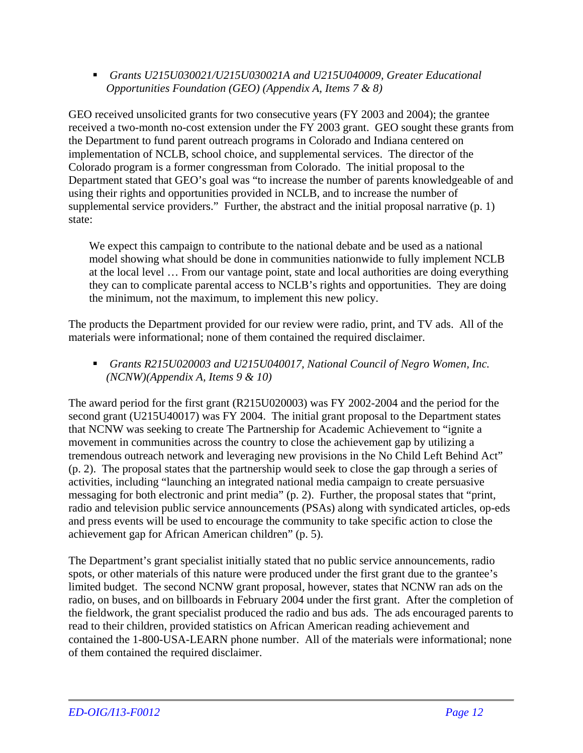- *Grants U215U030021/U215U030021A and U215U040009, Greater Educational Opportunities Foundation (GEO) (Appendix A, Items 7 & 8)*

GEO received unsolicited grants for two consecutive years (FY 2003 and 2004); the grantee received a two-month no-cost extension under the FY 2003 grant. GEO sought these grants from the Department to fund parent outreach programs in Colorado and Indiana centered on implementation of NCLB, school choice, and supplemental services. The director of the Colorado program is a former congressman from Colorado. The initial proposal to the Department stated that GEO's goal was "to increase the number of parents knowledgeable of and using their rights and opportunities provided in NCLB, and to increase the number of supplemental service providers." Further, the abstract and the initial proposal narrative (p. 1) state:

> We expect this campaign to contribute to the national debate and be used as a national model showing what should be done in communities nationwide to fully implement NCLB at the local level … From our vantage point, state and local authorities are doing everything they can to complicate parental access to NCLB's rights and opportunities. They are doing the minimum, not the maximum, to implement this new policy.

The products the Department provided for our review were radio, print, and TV ads. All of the materials were informational; none of them contained the required disclaimer.

- *Grants R215U020003 and U215U040017, National Council of Negro Women, Inc. (NCNW)(Appendix A, Items 9 & 10)*

The award period for the first grant (R215U020003) was FY 2002-2004 and the period for the second grant (U215U40017) was FY 2004. The initial grant proposal to the Department states that NCNW was seeking to create The Partnership for Academic Achievement to "ignite a movement in communities across the country to close the achievement gap by utilizing a tremendous outreach network and leveraging new provisions in the No Child Left Behind Act" (p. 2). The proposal states that the partnership would seek to close the gap through a series of activities, including "launching an integrated national media campaign to create persuasive messaging for both electronic and print media" (p. 2). Further, the proposal states that "print, radio and television public service announcements (PSAs) along with syndicated articles, op-eds and press events will be used to encourage the community to take specific action to close the achievement gap for African American children" (p. 5).

The Department's grant specialist initially stated that no public service announcements, radio spots, or other materials of this nature were produced under the first grant due to the grantee's limited budget. The second NCNW grant proposal, however, states that NCNW ran ads on the radio, on buses, and on billboards in February 2004 under the first grant. After the completion of the fieldwork, the grant specialist produced the radio and bus ads. The ads encouraged parents to read to their children, provided statistics on African American reading achievement and contained the 1-800-USA-LEARN phone number. All of the materials were informational; none of them contained the required disclaimer.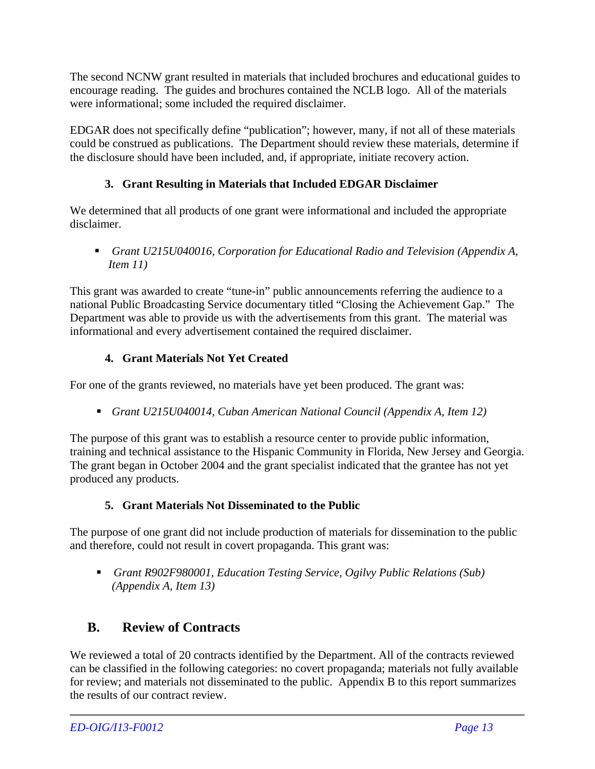The second NCNW grant resulted in materials that included brochures and educational guides to encourage reading. The guides and brochures contained the NCLB logo. All of the materials were informational; some included the required disclaimer.

EDGAR does not specifically define "publication"; however, many, if not all of these materials could be construed as publications. The Department should review these materials, determine if the disclosure should have been included, and, if appropriate, initiate recovery action.

### 3. Grant Resulting in Materials that Included EDGAR Disclaimer

We determined that all products of one grant were informational and included the appropriate disclaimer.

- *Grant U215U040016, Corporation for Educational Radio and Television (Appendix A, Item 11)*

This grant was awarded to create "tune-in" public announcements referring the audience to a national Public Broadcasting Service documentary titled "Closing the Achievement Gap." The Department was able to provide us with the advertisements from this grant. The material was informational and every advertisement contained the required disclaimer.

### 4. Grant Materials Not Yet Created

For one of the grants reviewed, no materials have yet been produced. The grant was:

- *Grant U215U040014, Cuban American National Council (Appendix A, Item 12)*

The purpose of this grant was to establish a resource center to provide public information, training and technical assistance to the Hispanic Community in Florida, New Jersey and Georgia. The grant began in October 2004 and the grant specialist indicated that the grantee has not yet produced any products.

### 5. Grant Materials Not Disseminated to the Public

The purpose of one grant did not include production of materials for dissemination to the public and therefore, could not result in covert propaganda. This grant was:

- *Grant R902F980001, Education Testing Service, Ogilvy Public Relations (Sub) (Appendix A, Item 13)*

## B. Review of Contracts

We reviewed a total of 20 contracts identified by the Department. All of the contracts reviewed can be classified in the following categories: no covert propaganda; materials not fully available for review; and materials not disseminated to the public. Appendix B to this report summarizes the results of our contract review.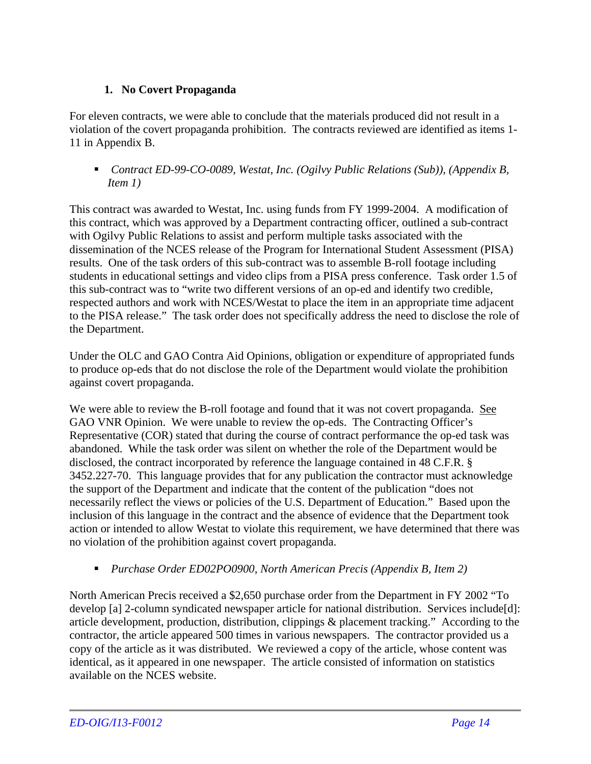### 1. No Covert Propaganda

For eleven contracts, we were able to conclude that the materials produced did not result in a violation of the covert propaganda prohibition. The contracts reviewed are identified as items 1-11 in Appendix B.

- *Contract ED-99-CO-0089, Westat, Inc. (Ogilvy Public Relations (Sub)), (Appendix B, Item 1)*

This contract was awarded to Westat, Inc. using funds from FY 1999-2004. A modification of this contract, which was approved by a Department contracting officer, outlined a sub-contract with Ogilvy Public Relations to assist and perform multiple tasks associated with the dissemination of the NCES release of the Program for International Student Assessment (PISA) results. One of the task orders of this sub-contract was to assemble B-roll footage including students in educational settings and video clips from a PISA press conference. Task order 1.5 of this sub-contract was to "write two different versions of an op-ed and identify two credible, respected authors and work with NCES/Westat to place the item in an appropriate time adjacent to the PISA release." The task order does not specifically address the need to disclose the role of the Department.

Under the OLC and GAO Contra Aid Opinions, obligation or expenditure of appropriated funds to produce op-eds that do not disclose the role of the Department would violate the prohibition against covert propaganda.

We were able to review the B-roll footage and found that it was not covert propaganda. See GAO VNR Opinion. We were unable to review the op-eds. The Contracting Officer's Representative (COR) stated that during the course of contract performance the op-ed task was abandoned. While the task order was silent on whether the role of the Department would be disclosed, the contract incorporated by reference the language contained in 48 C.F.R. § 3452.227-70. This language provides that for any publication the contractor must acknowledge the support of the Department and indicate that the content of the publication "does not necessarily reflect the views or policies of the U.S. Department of Education." Based upon the inclusion of this language in the contract and the absence of evidence that the Department took action or intended to allow Westat to violate this requirement, we have determined that there was no violation of the prohibition against covert propaganda.

- *Purchase Order ED02PO0900, North American Precis (Appendix B, Item 2)*

North American Precis received a $2,650 purchase order from the Department in FY 2002 "To develop [a] 2-column syndicated newspaper article for national distribution. Services include[d]: article development, production, distribution, clippings & placement tracking." According to the contractor, the article appeared 500 times in various newspapers. The contractor provided us a copy of the article as it was distributed. We reviewed a copy of the article, whose content was identical, as it appeared in one newspaper. The article consisted of information on statistics available on the NCES website.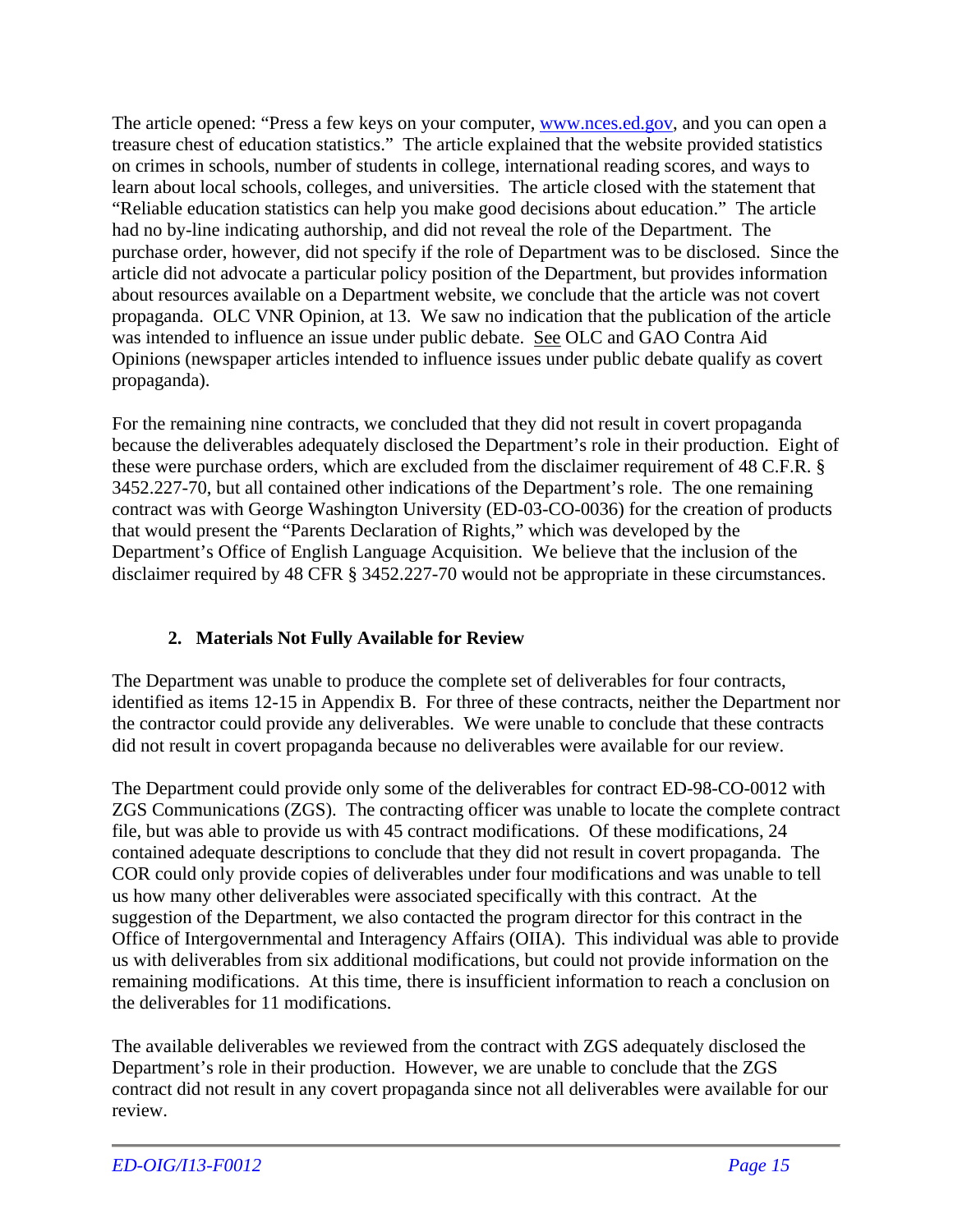The article opened: "Press a few keys on your computer, www.nces.ed.gov, and you can open a treasure chest of education statistics." The article explained that the website provided statistics on crimes in schools, number of students in college, international reading scores, and ways to learn about local schools, colleges, and universities. The article closed with the statement that "Reliable education statistics can help you make good decisions about education." The article had no by-line indicating authorship, and did not reveal the role of the Department. The purchase order, however, did not specify if the role of Department was to be disclosed. Since the article did not advocate a particular policy position of the Department, but provides information about resources available on a Department website, we conclude that the article was not covert propaganda. OLC VNR Opinion, at 13. We saw no indication that the publication of the article was intended to influence an issue under public debate. See OLC and GAO Contra Aid Opinions (newspaper articles intended to influence issues under public debate qualify as covert propaganda).

For the remaining nine contracts, we concluded that they did not result in covert propaganda because the deliverables adequately disclosed the Department's role in their production. Eight of these were purchase orders, which are excluded from the disclaimer requirement of 48 C.F.R. § 3452.227-70, but all contained other indications of the Department's role. The one remaining contract was with George Washington University (ED-03-CO-0036) for the creation of products that would present the "Parents Declaration of Rights," which was developed by the Department's Office of English Language Acquisition. We believe that the inclusion of the disclaimer required by 48 CFR § 3452.227-70 would not be appropriate in these circumstances.

## 2. Materials Not Fully Available for Review

The Department was unable to produce the complete set of deliverables for four contracts, identified as items 12-15 in Appendix B. For three of these contracts, neither the Department nor the contractor could provide any deliverables. We were unable to conclude that these contracts did not result in covert propaganda because no deliverables were available for our review.

The Department could provide only some of the deliverables for contract ED-98-CO-0012 with ZGS Communications (ZGS). The contracting officer was unable to locate the complete contract file, but was able to provide us with 45 contract modifications. Of these modifications, 24 contained adequate descriptions to conclude that they did not result in covert propaganda. The COR could only provide copies of deliverables under four modifications and was unable to tell us how many other deliverables were associated specifically with this contract. At the suggestion of the Department, we also contacted the program director for this contract in the Office of Intergovernmental and Interagency Affairs (OIIA). This individual was able to provide us with deliverables from six additional modifications, but could not provide information on the remaining modifications. At this time, there is insufficient information to reach a conclusion on the deliverables for 11 modifications.

The available deliverables we reviewed from the contract with ZGS adequately disclosed the Department's role in their production. However, we are unable to conclude that the ZGS contract did not result in any covert propaganda since not all deliverables were available for our review.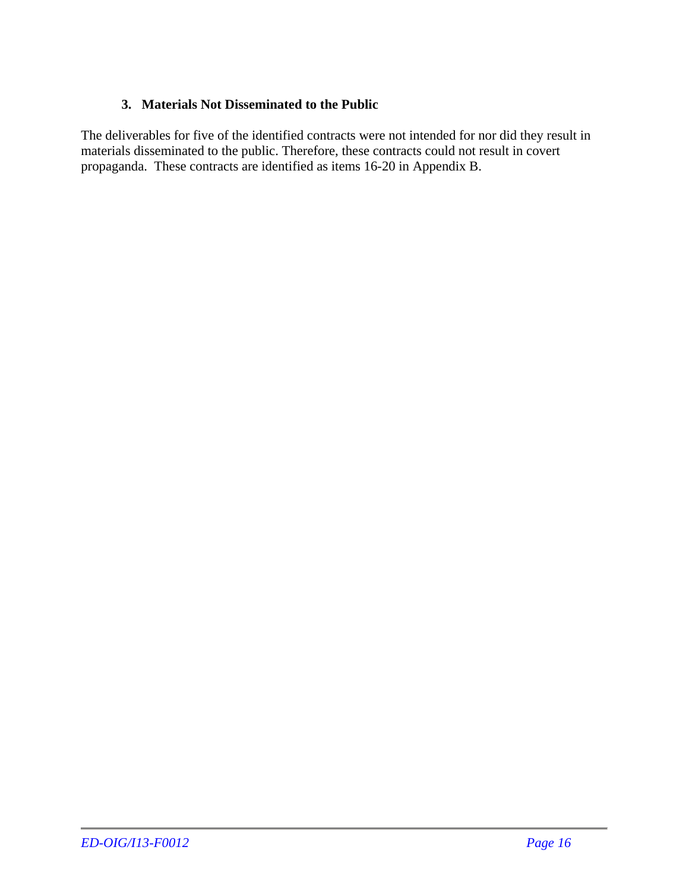### 3. Materials Not Disseminated to the Public

The deliverables for five of the identified contracts were not intended for nor did they result in materials disseminated to the public. Therefore, these contracts could not result in covert propaganda. These contracts are identified as items 16-20 in Appendix B.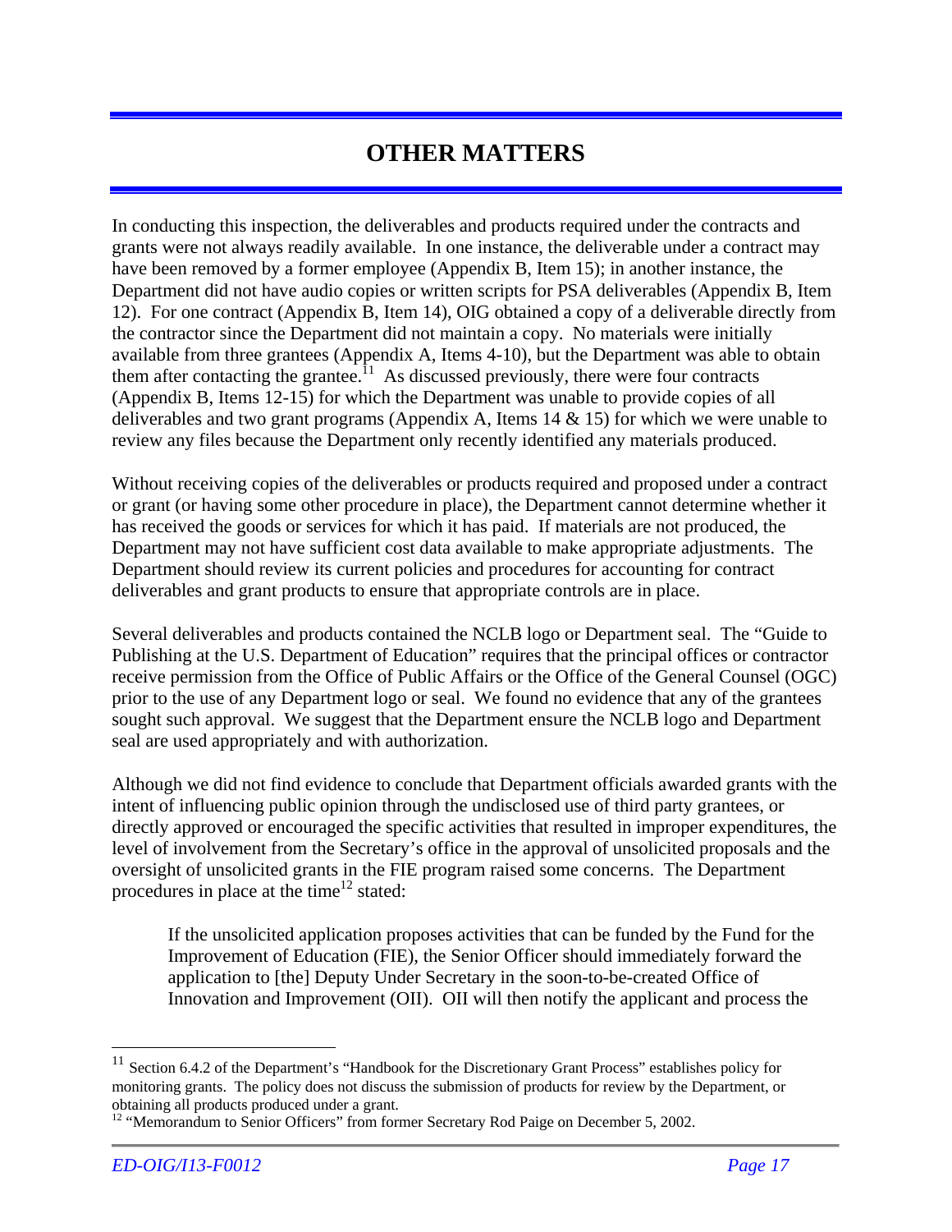# OTHER MATTERS

In conducting this inspection, the deliverables and products required under the contracts and grants were not always readily available. In one instance, the deliverable under a contract may have been removed by a former employee (Appendix B, Item 15); in another instance, the Department did not have audio copies or written scripts for PSA deliverables (Appendix B, Item 12). For one contract (Appendix B, Item 14), OIG obtained a copy of a deliverable directly from the contractor since the Department did not maintain a copy. No materials were initially available from three grantees (Appendix A, Items 4-10), but the Department was able to obtain them after contacting the grantee.[11] As discussed previously, there were four contracts (Appendix B, Items 12-15) for which the Department was unable to provide copies of all deliverables and two grant programs (Appendix A, Items 14 & 15) for which we were unable to review any files because the Department only recently identified any materials produced.

Without receiving copies of the deliverables or products required and proposed under a contract or grant (or having some other procedure in place), the Department cannot determine whether it has received the goods or services for which it has paid. If materials are not produced, the Department may not have sufficient cost data available to make appropriate adjustments. The Department should review its current policies and procedures for accounting for contract deliverables and grant products to ensure that appropriate controls are in place.

Several deliverables and products contained the NCLB logo or Department seal. The "Guide to Publishing at the U.S. Department of Education" requires that the principal offices or contractor receive permission from the Office of Public Affairs or the Office of the General Counsel (OGC) prior to the use of any Department logo or seal. We found no evidence that any of the grantees sought such approval. We suggest that the Department ensure the NCLB logo and Department seal are used appropriately and with authorization.

Although we did not find evidence to conclude that Department officials awarded grants with the intent of influencing public opinion through the undisclosed use of third party grantees, or directly approved or encouraged the specific activities that resulted in improper expenditures, the level of involvement from the Secretary's office in the approval of unsolicited proposals and the oversight of unsolicited grants in the FIE program raised some concerns. The Department procedures in place at the time[12] stated:

> If the unsolicited application proposes activities that can be funded by the Fund for the Improvement of Education (FIE), the Senior Officer should immediately forward the application to [the] Deputy Under Secretary in the soon-to-be-created Office of Innovation and Improvement (OII). OII will then notify the applicant and process the

---

[11] Section 6.4.2 of the Department's "Handbook for the Discretionary Grant Process" establishes policy for monitoring grants. The policy does not discuss the submission of products for review by the Department, or obtaining all products produced under a grant.

[12] "Memorandum to Senior Officers" from former Secretary Rod Paige on December 5, 2002.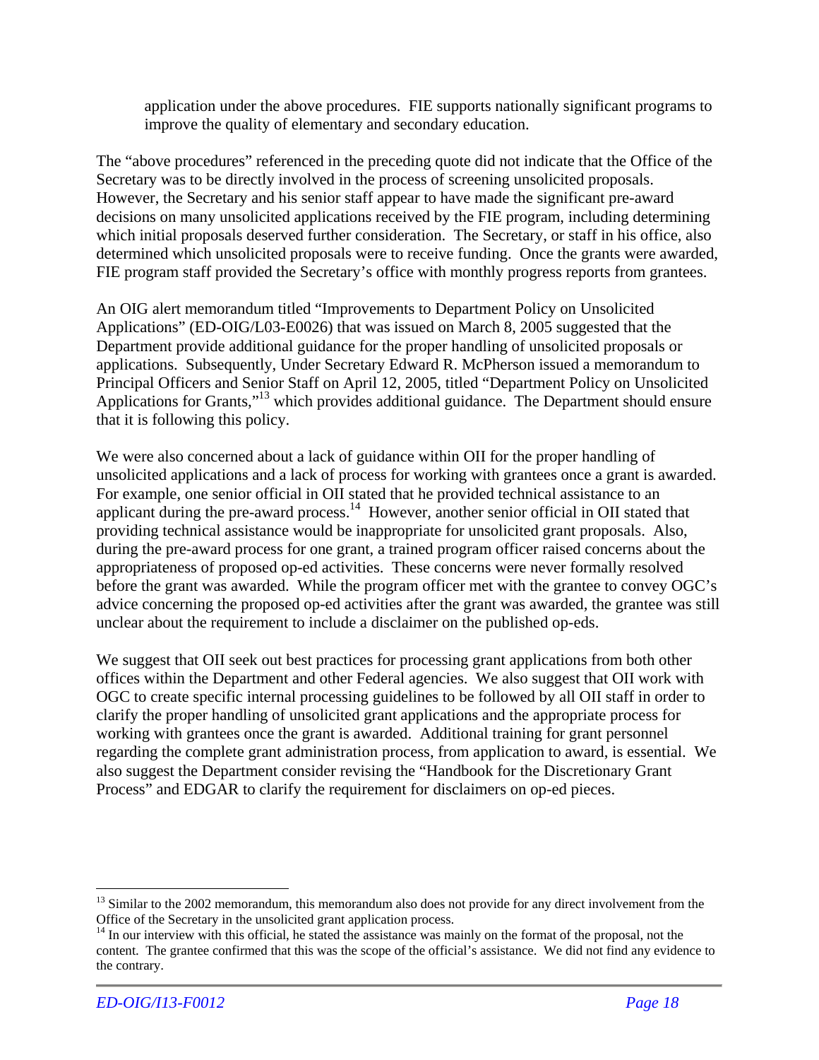application under the above procedures. FIE supports nationally significant programs to improve the quality of elementary and secondary education.

The "above procedures" referenced in the preceding quote did not indicate that the Office of the Secretary was to be directly involved in the process of screening unsolicited proposals. However, the Secretary and his senior staff appear to have made the significant pre-award decisions on many unsolicited applications received by the FIE program, including determining which initial proposals deserved further consideration. The Secretary, or staff in his office, also determined which unsolicited proposals were to receive funding. Once the grants were awarded, FIE program staff provided the Secretary's office with monthly progress reports from grantees.

An OIG alert memorandum titled "Improvements to Department Policy on Unsolicited Applications" (ED-OIG/L03-E0026) that was issued on March 8, 2005 suggested that the Department provide additional guidance for the proper handling of unsolicited proposals or applications. Subsequently, Under Secretary Edward R. McPherson issued a memorandum to Principal Officers and Senior Staff on April 12, 2005, titled "Department Policy on Unsolicited Applications for Grants,"[13] which provides additional guidance. The Department should ensure that it is following this policy.

We were also concerned about a lack of guidance within OII for the proper handling of unsolicited applications and a lack of process for working with grantees once a grant is awarded. For example, one senior official in OII stated that he provided technical assistance to an applicant during the pre-award process.[14] However, another senior official in OII stated that providing technical assistance would be inappropriate for unsolicited grant proposals. Also, during the pre-award process for one grant, a trained program officer raised concerns about the appropriateness of proposed op-ed activities. These concerns were never formally resolved before the grant was awarded. While the program officer met with the grantee to convey OGC's advice concerning the proposed op-ed activities after the grant was awarded, the grantee was still unclear about the requirement to include a disclaimer on the published op-eds.

We suggest that OII seek out best practices for processing grant applications from both other offices within the Department and other Federal agencies. We also suggest that OII work with OGC to create specific internal processing guidelines to be followed by all OII staff in order to clarify the proper handling of unsolicited grant applications and the appropriate process for working with grantees once the grant is awarded. Additional training for grant personnel regarding the complete grant administration process, from application to award, is essential. We also suggest the Department consider revising the "Handbook for the Discretionary Grant Process" and EDGAR to clarify the requirement for disclaimers on op-ed pieces.

---

[13] Similar to the 2002 memorandum, this memorandum also does not provide for any direct involvement from the Office of the Secretary in the unsolicited grant application process.

[14] In our interview with this official, he stated the assistance was mainly on the format of the proposal, not the content. The grantee confirmed that this was the scope of the official's assistance. We did not find any evidence to the contrary.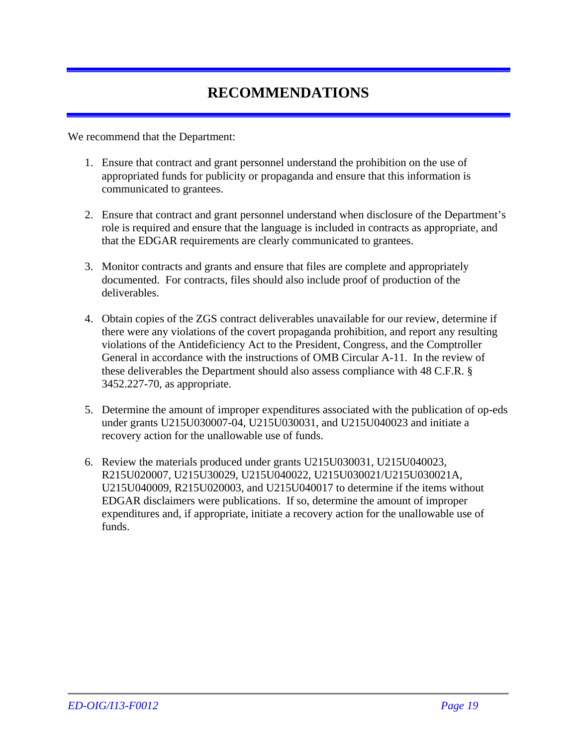# RECOMMENDATIONS

We recommend that the Department:

1. Ensure that contract and grant personnel understand the prohibition on the use of appropriated funds for publicity or propaganda and ensure that this information is communicated to grantees.

2. Ensure that contract and grant personnel understand when disclosure of the Department's role is required and ensure that the language is included in contracts as appropriate, and that the EDGAR requirements are clearly communicated to grantees.

3. Monitor contracts and grants and ensure that files are complete and appropriately documented. For contracts, files should also include proof of production of the deliverables.

4. Obtain copies of the ZGS contract deliverables unavailable for our review, determine if there were any violations of the covert propaganda prohibition, and report any resulting violations of the Antideficiency Act to the President, Congress, and the Comptroller General in accordance with the instructions of OMB Circular A-11. In the review of these deliverables the Department should also assess compliance with 48 C.F.R. § 3452.227-70, as appropriate.

5. Determine the amount of improper expenditures associated with the publication of op-eds under grants U215U030007-04, U215U030031, and U215U040023 and initiate a recovery action for the unallowable use of funds.

6. Review the materials produced under grants U215U030031, U215U040023, R215U020007, U215U30029, U215U040022, U215U030021/U215U030021A, U215U040009, R215U020003, and U215U040017 to determine if the items without EDGAR disclaimers were publications. If so, determine the amount of improper expenditures and, if appropriate, initiate a recovery action for the unallowable use of funds.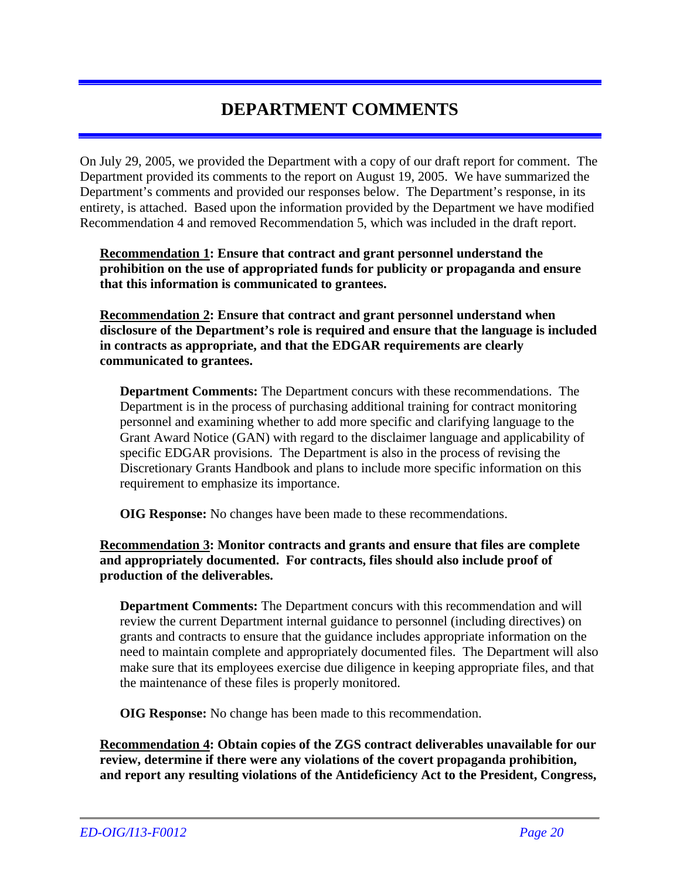# DEPARTMENT COMMENTS

On July 29, 2005, we provided the Department with a copy of our draft report for comment. The Department provided its comments to the report on August 19, 2005. We have summarized the Department's comments and provided our responses below. The Department's response, in its entirety, is attached. Based upon the information provided by the Department we have modified Recommendation 4 and removed Recommendation 5, which was included in the draft report.

**<u>Recommendation 1</u>: Ensure that contract and grant personnel understand the prohibition on the use of appropriated funds for publicity or propaganda and ensure that this information is communicated to grantees.**

**<u>Recommendation 2</u>: Ensure that contract and grant personnel understand when disclosure of the Department's role is required and ensure that the language is included in contracts as appropriate, and that the EDGAR requirements are clearly communicated to grantees.**

> **Department Comments:** The Department concurs with these recommendations. The Department is in the process of purchasing additional training for contract monitoring personnel and examining whether to add more specific and clarifying language to the Grant Award Notice (GAN) with regard to the disclaimer language and applicability of specific EDGAR provisions. The Department is also in the process of revising the Discretionary Grants Handbook and plans to include more specific information on this requirement to emphasize its importance.
>
> **OIG Response:** No changes have been made to these recommendations.

**<u>Recommendation 3</u>: Monitor contracts and grants and ensure that files are complete and appropriately documented. For contracts, files should also include proof of production of the deliverables.**

> **Department Comments:** The Department concurs with this recommendation and will review the current Department internal guidance to personnel (including directives) on grants and contracts to ensure that the guidance includes appropriate information on the need to maintain complete and appropriately documented files. The Department will also make sure that its employees exercise due diligence in keeping appropriate files, and that the maintenance of these files is properly monitored.
>
> **OIG Response:** No change has been made to this recommendation.

**<u>Recommendation 4</u>: Obtain copies of the ZGS contract deliverables unavailable for our review, determine if there were any violations of the covert propaganda prohibition, and report any resulting violations of the Antideficiency Act to the President, Congress,**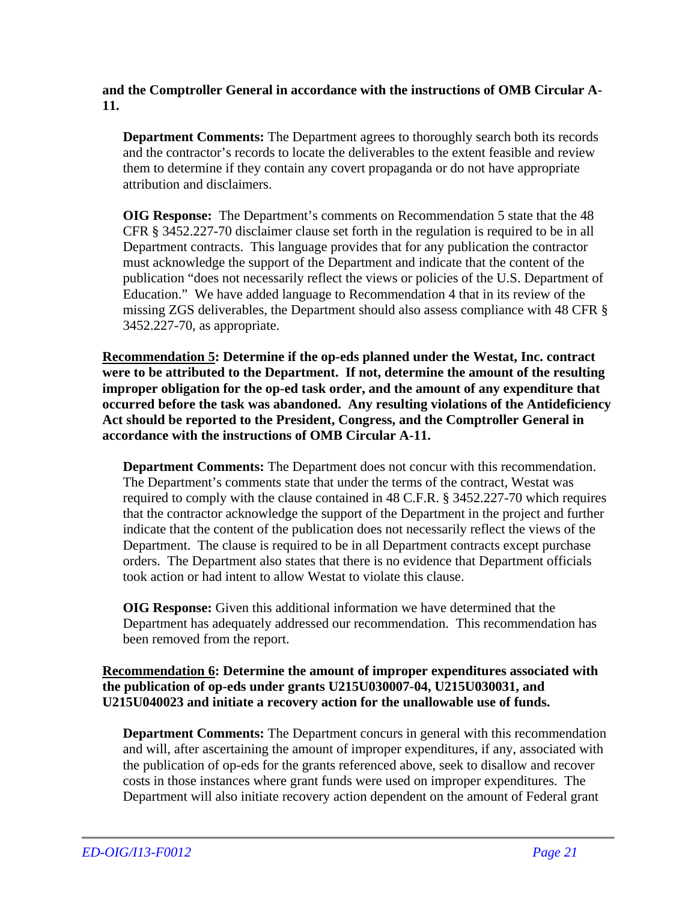**and the Comptroller General in accordance with the instructions of OMB Circular A-11.**

**Department Comments:** The Department agrees to thoroughly search both its records and the contractor's records to locate the deliverables to the extent feasible and review them to determine if they contain any covert propaganda or do not have appropriate attribution and disclaimers.

**OIG Response:** The Department's comments on Recommendation 5 state that the 48 CFR § 3452.227-70 disclaimer clause set forth in the regulation is required to be in all Department contracts. This language provides that for any publication the contractor must acknowledge the support of the Department and indicate that the content of the publication "does not necessarily reflect the views or policies of the U.S. Department of Education." We have added language to Recommendation 4 that in its review of the missing ZGS deliverables, the Department should also assess compliance with 48 CFR § 3452.227-70, as appropriate.

**<u>Recommendation 5</u>: Determine if the op-eds planned under the Westat, Inc. contract were to be attributed to the Department. If not, determine the amount of the resulting improper obligation for the op-ed task order, and the amount of any expenditure that occurred before the task was abandoned. Any resulting violations of the Antideficiency Act should be reported to the President, Congress, and the Comptroller General in accordance with the instructions of OMB Circular A-11.**

**Department Comments:** The Department does not concur with this recommendation. The Department's comments state that under the terms of the contract, Westat was required to comply with the clause contained in 48 C.F.R. § 3452.227-70 which requires that the contractor acknowledge the support of the Department in the project and further indicate that the content of the publication does not necessarily reflect the views of the Department. The clause is required to be in all Department contracts except purchase orders. The Department also states that there is no evidence that Department officials took action or had intent to allow Westat to violate this clause.

**OIG Response:** Given this additional information we have determined that the Department has adequately addressed our recommendation. This recommendation has been removed from the report.

**<u>Recommendation 6</u>: Determine the amount of improper expenditures associated with the publication of op-eds under grants U215U030007-04, U215U030031, and U215U040023 and initiate a recovery action for the unallowable use of funds.**

**Department Comments:** The Department concurs in general with this recommendation and will, after ascertaining the amount of improper expenditures, if any, associated with the publication of op-eds for the grants referenced above, seek to disallow and recover costs in those instances where grant funds were used on improper expenditures. The Department will also initiate recovery action dependent on the amount of Federal grant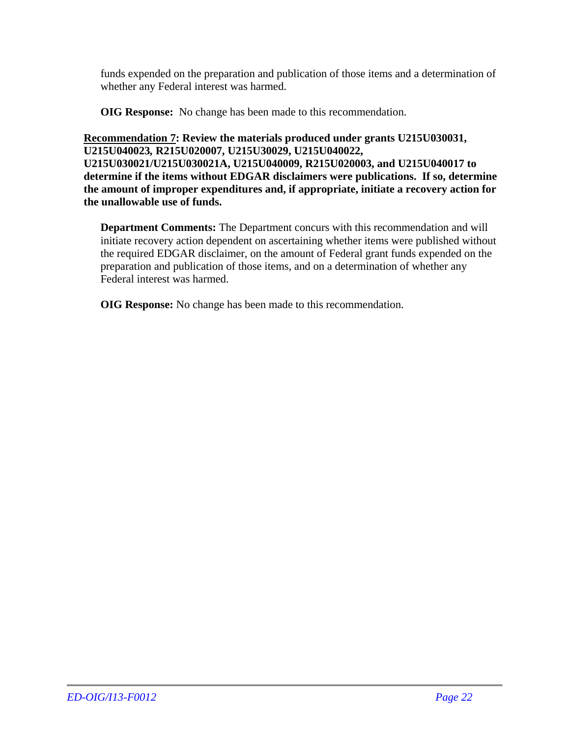funds expended on the preparation and publication of those items and a determination of whether any Federal interest was harmed.

**OIG Response:** No change has been made to this recommendation.

**<u>Recommendation 7</u>: Review the materials produced under grants U215U030031, U215U040023, R215U020007, U215U30029, U215U040022, U215U030021/U215U030021A, U215U040009, R215U020003, and U215U040017 to determine if the items without EDGAR disclaimers were publications. If so, determine the amount of improper expenditures and, if appropriate, initiate a recovery action for the unallowable use of funds.**

**Department Comments:** The Department concurs with this recommendation and will initiate recovery action dependent on ascertaining whether items were published without the required EDGAR disclaimer, on the amount of Federal grant funds expended on the preparation and publication of those items, and on a determination of whether any Federal interest was harmed.

**OIG Response:** No change has been made to this recommendation.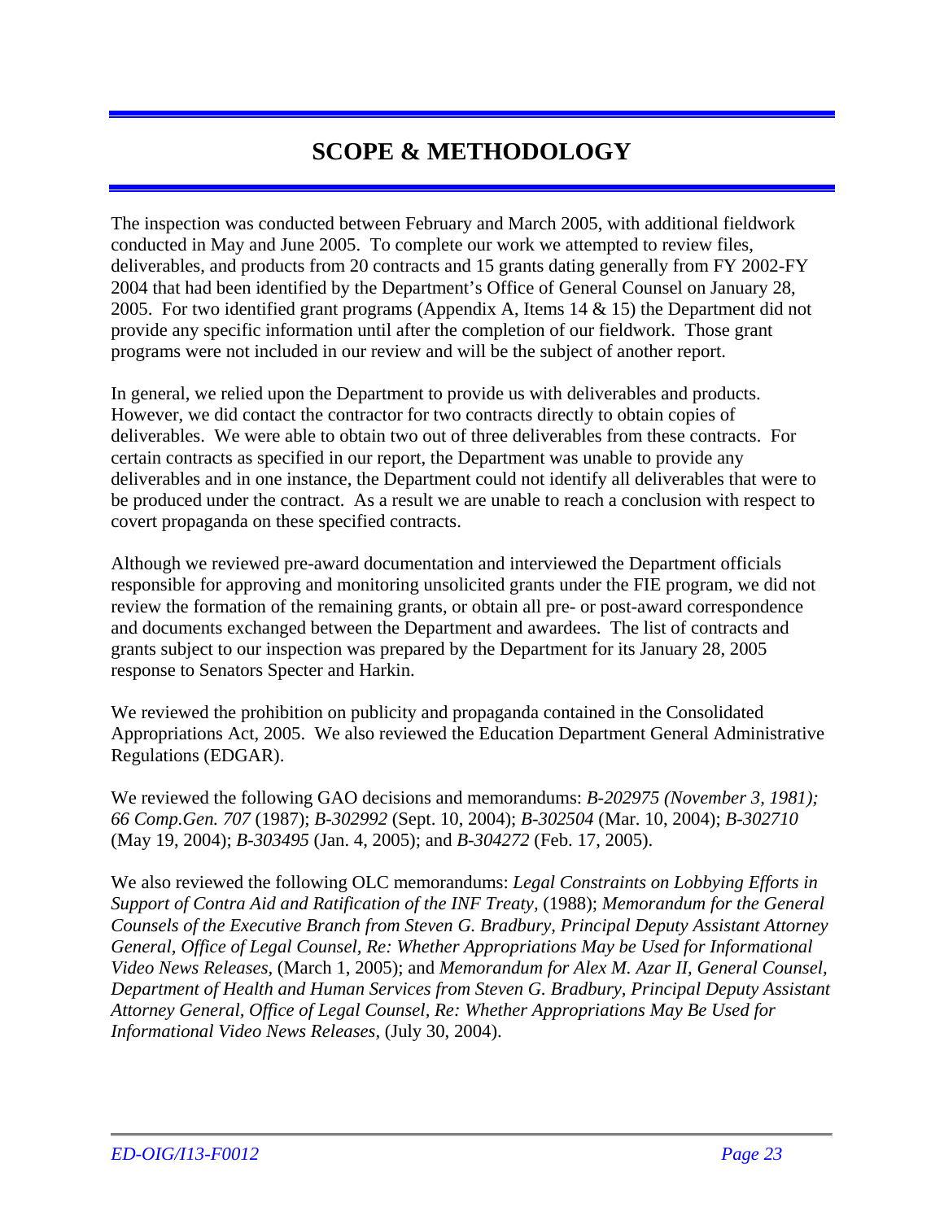# SCOPE & METHODOLOGY

The inspection was conducted between February and March 2005, with additional fieldwork conducted in May and June 2005. To complete our work we attempted to review files, deliverables, and products from 20 contracts and 15 grants dating generally from FY 2002-FY 2004 that had been identified by the Department's Office of General Counsel on January 28, 2005. For two identified grant programs (Appendix A, Items 14 & 15) the Department did not provide any specific information until after the completion of our fieldwork. Those grant programs were not included in our review and will be the subject of another report.

In general, we relied upon the Department to provide us with deliverables and products. However, we did contact the contractor for two contracts directly to obtain copies of deliverables. We were able to obtain two out of three deliverables from these contracts. For certain contracts as specified in our report, the Department was unable to provide any deliverables and in one instance, the Department could not identify all deliverables that were to be produced under the contract. As a result we are unable to reach a conclusion with respect to covert propaganda on these specified contracts.

Although we reviewed pre-award documentation and interviewed the Department officials responsible for approving and monitoring unsolicited grants under the FIE program, we did not review the formation of the remaining grants, or obtain all pre- or post-award correspondence and documents exchanged between the Department and awardees. The list of contracts and grants subject to our inspection was prepared by the Department for its January 28, 2005 response to Senators Specter and Harkin.

We reviewed the prohibition on publicity and propaganda contained in the Consolidated Appropriations Act, 2005. We also reviewed the Education Department General Administrative Regulations (EDGAR).

We reviewed the following GAO decisions and memorandums: *B-202975 (November 3, 1981); 66 Comp.Gen. 707* (1987); *B-302992* (Sept. 10, 2004); *B-302504* (Mar. 10, 2004); *B-302710* (May 19, 2004); *B-303495* (Jan. 4, 2005); and *B-304272* (Feb. 17, 2005).

We also reviewed the following OLC memorandums: *Legal Constraints on Lobbying Efforts in Support of Contra Aid and Ratification of the INF Treaty*, (1988); *Memorandum for the General Counsels of the Executive Branch from Steven G. Bradbury, Principal Deputy Assistant Attorney General, Office of Legal Counsel, Re: Whether Appropriations May be Used for Informational Video News Releases*, (March 1, 2005); and *Memorandum for Alex M. Azar II, General Counsel, Department of Health and Human Services from Steven G. Bradbury, Principal Deputy Assistant Attorney General, Office of Legal Counsel, Re: Whether Appropriations May Be Used for Informational Video News Releases*, (July 30, 2004).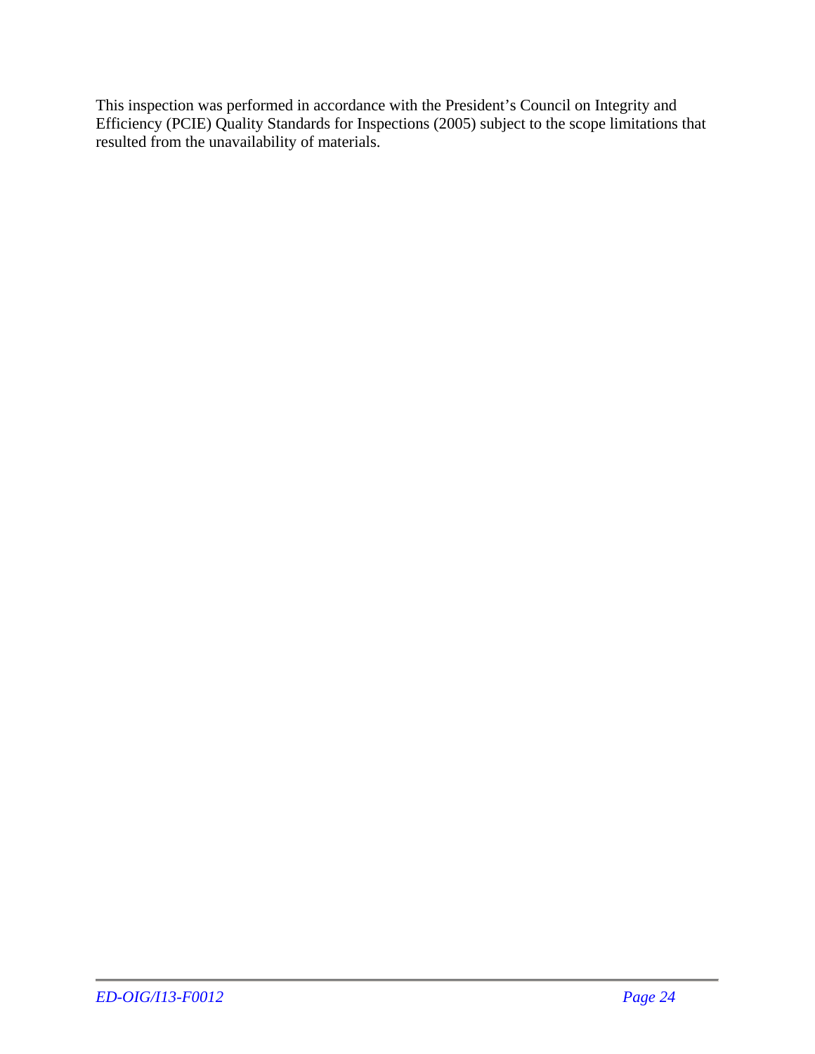This inspection was performed in accordance with the President's Council on Integrity and Efficiency (PCIE) Quality Standards for Inspections (2005) subject to the scope limitations that resulted from the unavailability of materials.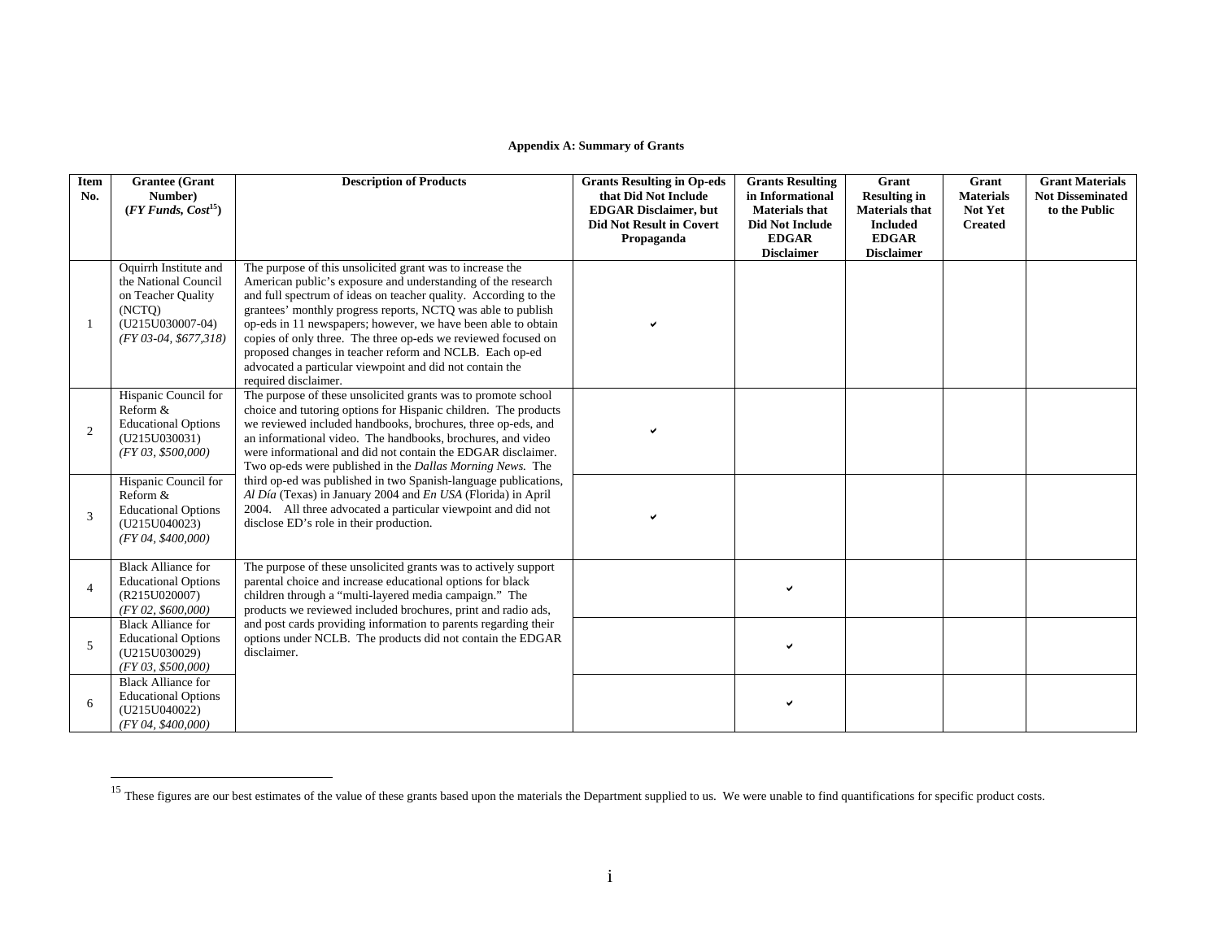**Appendix A: Summary of Grants**

| Item No. | Grantee (Grant Number) (*FY Funds, Cost*[15]) | Description of Products | Grants Resulting in Op-eds that Did Not Include EDGAR Disclaimer, but Did Not Result in Covert Propaganda | Grants Resulting in Informational Materials that Did Not Include EDGAR Disclaimer | Grant Resulting in Materials that Included EDGAR Disclaimer | Grant Materials Not Yet Created | Grant Materials Not Disseminated to the Public |
|---|---|---|---|---|---|---|---|
| 1 | Oquirrh Institute and the National Council on Teacher Quality (NCTQ) (U215U030007-04) *(FY 03-04, $677,318)* | The purpose of this unsolicited grant was to increase the American public's exposure and understanding of the research and full spectrum of ideas on teacher quality. According to the grantees' monthly progress reports, NCTQ was able to publish op-eds in 11 newspapers; however, we have been able to obtain copies of only three. The three op-eds we reviewed focused on proposed changes in teacher reform and NCLB. Each op-ed advocated a particular viewpoint and did not contain the required disclaimer. | ✔ | | | | |
| 2 | Hispanic Council for Reform & Educational Options (U215U030031) *(FY 03, $500,000)* | The purpose of these unsolicited grants was to promote school choice and tutoring options for Hispanic children. The products we reviewed included handbooks, brochures, three op-eds, and an informational video. The handbooks, brochures, and video were informational and did not contain the EDGAR disclaimer. Two op-eds were published in the *Dallas Morning News.* The third op-ed was published in two Spanish-language publications, *Al Día* (Texas) in January 2004 and *En USA* (Florida) in April 2004. All three advocated a particular viewpoint and did not disclose ED's role in their production. | ✔ | | | | |
| 3 | Hispanic Council for Reform & Educational Options (U215U040023) *(FY 04, $400,000)* | | ✔ | | | | |
| 4 | Black Alliance for Educational Options (R215U020007) *(FY 02, $600,000)* | The purpose of these unsolicited grants was to actively support parental choice and increase educational options for black children through a "multi-layered media campaign." The products we reviewed included brochures, print and radio ads, and post cards providing information to parents regarding their options under NCLB. The products did not contain the EDGAR disclaimer. | | ✔ | | | |
| 5 | Black Alliance for Educational Options (U215U030029) *(FY 03, $500,000)* | | | ✔ | | | |
| 6 | Black Alliance for Educational Options (U215U040022) *(FY 04, $400,000)* | | | ✔ | | | |

[15] These figures are our best estimates of the value of these grants based upon the materials the Department supplied to us. We were unable to find quantifications for specific product costs.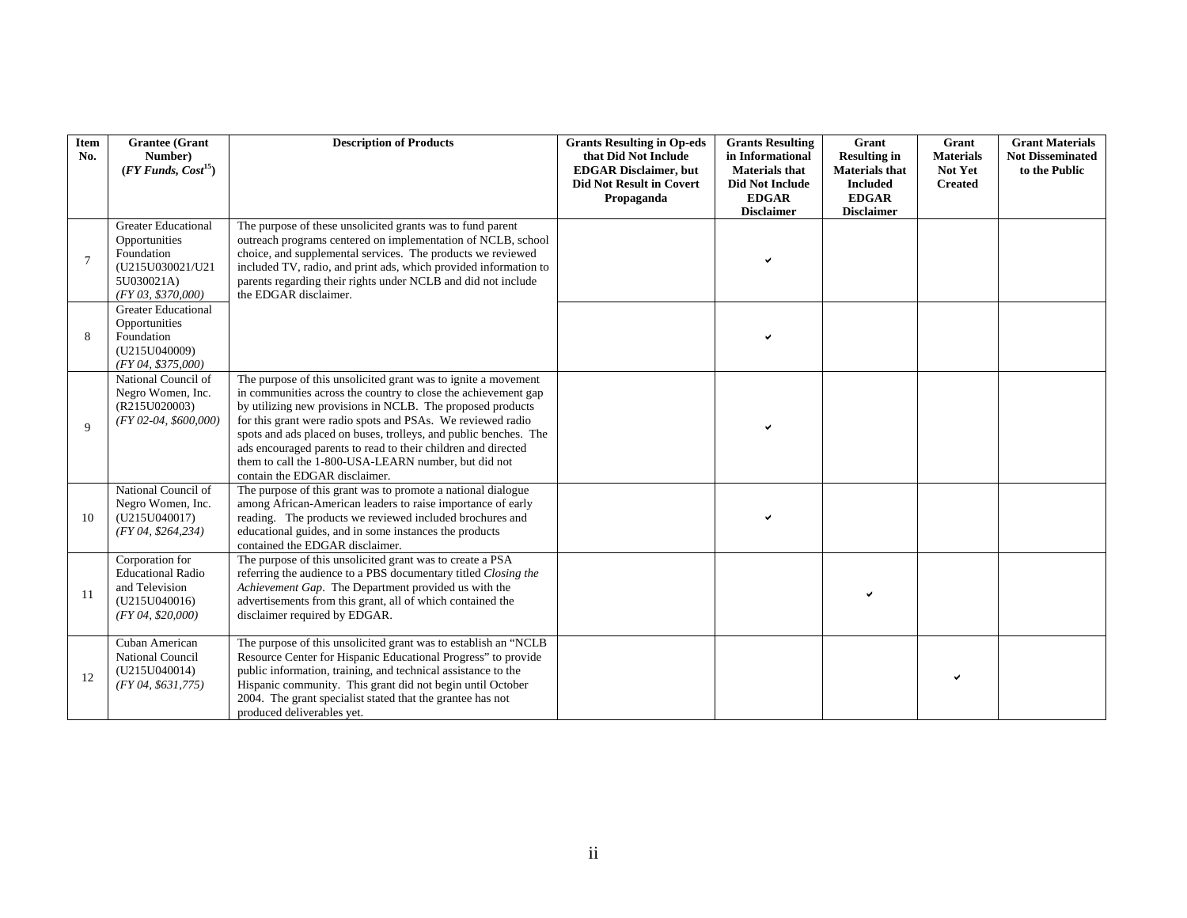| Item No. | Grantee (Grant Number) (*FY Funds, Cost*[15]) | Description of Products | Grants Resulting in Op-eds that Did Not Include EDGAR Disclaimer, but Did Not Result in Covert Propaganda | Grants Resulting in Informational Materials that Did Not Include EDGAR Disclaimer | Grant Resulting in Materials that Included EDGAR Disclaimer | Grant Materials Not Yet Created | Grant Materials Not Disseminated to the Public |
|---|---|---|---|---|---|---|---|
| 7 | Greater Educational Opportunities Foundation (U215U030021/U215U030021A) *(FY 03, $370,000)* | The purpose of these unsolicited grants was to fund parent outreach programs centered on implementation of NCLB, school choice, and supplemental services. The products we reviewed included TV, radio, and print ads, which provided information to parents regarding their rights under NCLB and did not include the EDGAR disclaimer. | | ✔ | | | |
| 8 | Greater Educational Opportunities Foundation (U215U040009) *(FY 04, $375,000)* | | | ✔ | | | |
| 9 | National Council of Negro Women, Inc. (R215U020003) *(FY 02-04, $600,000)* | The purpose of this unsolicited grant was to ignite a movement in communities across the country to close the achievement gap by utilizing new provisions in NCLB. The proposed products for this grant were radio spots and PSAs. We reviewed radio spots and ads placed on buses, trolleys, and public benches. The ads encouraged parents to read to their children and directed them to call the 1-800-USA-LEARN number, but did not contain the EDGAR disclaimer. | | ✔ | | | |
| 10 | National Council of Negro Women, Inc. (U215U040017) *(FY 04, $264,234)* | The purpose of this grant was to promote a national dialogue among African-American leaders to raise importance of early reading. The products we reviewed included brochures and educational guides, and in some instances the products contained the EDGAR disclaimer. | | ✔ | | | |
| 11 | Corporation for Educational Radio and Television (U215U040016) *(FY 04, $20,000)* | The purpose of this unsolicited grant was to create a PSA referring the audience to a PBS documentary titled *Closing the Achievement Gap*. The Department provided us with the advertisements from this grant, all of which contained the disclaimer required by EDGAR. | | | ✔ | | |
| 12 | Cuban American National Council (U215U040014) *(FY 04, $631,775)* | The purpose of this unsolicited grant was to establish an "NCLB Resource Center for Hispanic Educational Progress" to provide public information, training, and technical assistance to the Hispanic community. This grant did not begin until October 2004. The grant specialist stated that the grantee has not produced deliverables yet. | | | | ✔ | |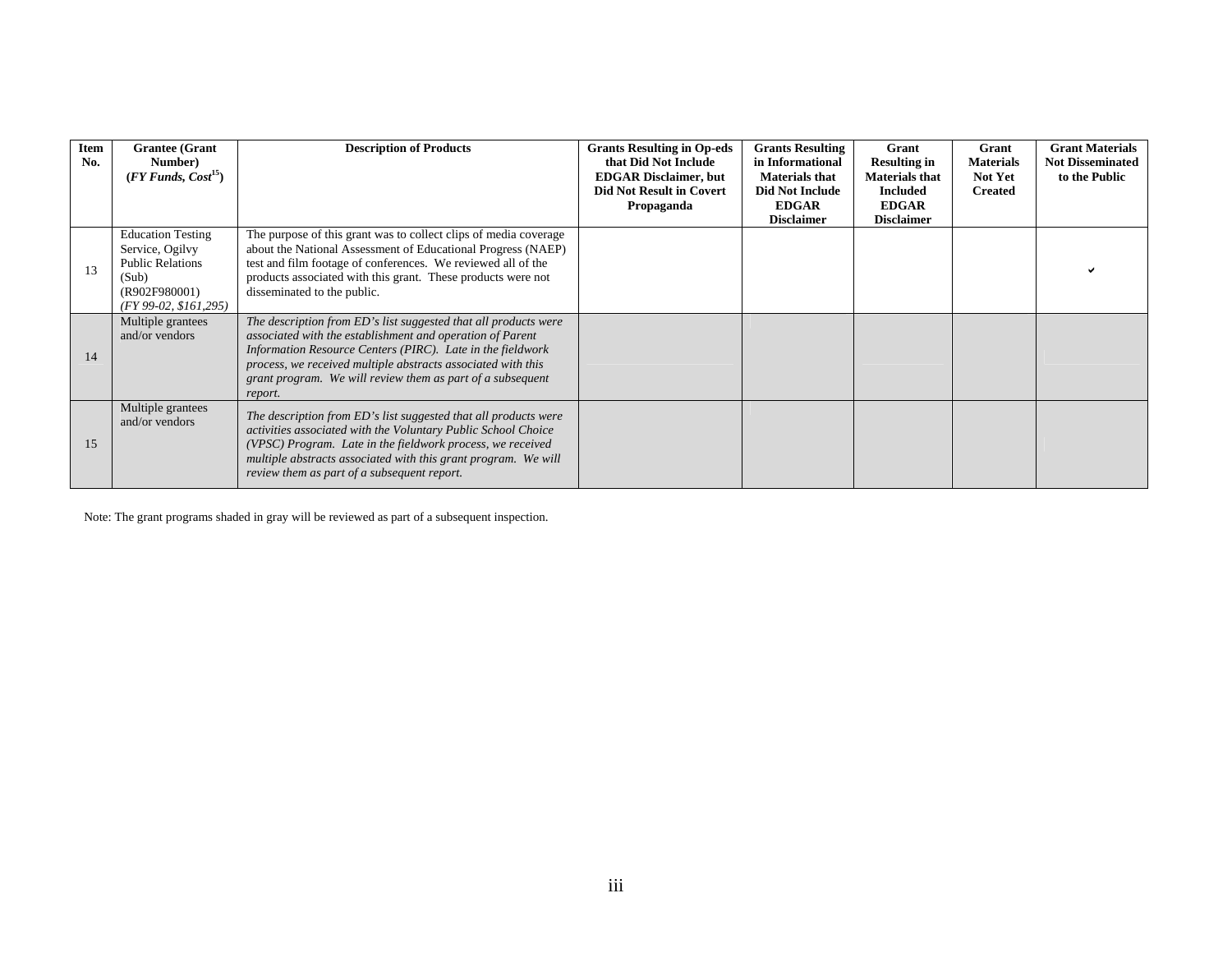| Item No. | Grantee (Grant Number) (*FY Funds, Cost*[15]) | Description of Products | Grants Resulting in Op-eds that Did Not Include EDGAR Disclaimer, but Did Not Result in Covert Propaganda | Grants Resulting in Informational Materials that Did Not Include EDGAR Disclaimer | Grant Resulting in Materials that Included EDGAR Disclaimer | Grant Materials Not Yet Created | Grant Materials Not Disseminated to the Public |
|---|---|---|---|---|---|---|---|
| 13 | Education Testing Service, Ogilvy Public Relations (Sub) (R902F980001) *(FY 99-02, $161,295)* | The purpose of this grant was to collect clips of media coverage about the National Assessment of Educational Progress (NAEP) test and film footage of conferences. We reviewed all of the products associated with this grant. These products were not disseminated to the public. | | | | | ✔ |
| 14 | Multiple grantees and/or vendors | *The description from ED's list suggested that all products were associated with the establishment and operation of Parent Information Resource Centers (PIRC). Late in the fieldwork process, we received multiple abstracts associated with this grant program. We will review them as part of a subsequent report.* | | | | | |
| 15 | Multiple grantees and/or vendors | *The description from ED's list suggested that all products were activities associated with the Voluntary Public School Choice (VPSC) Program. Late in the fieldwork process, we received multiple abstracts associated with this grant program. We will review them as part of a subsequent report.* | | | | | |

Note: The grant programs shaded in gray will be reviewed as part of a subsequent inspection.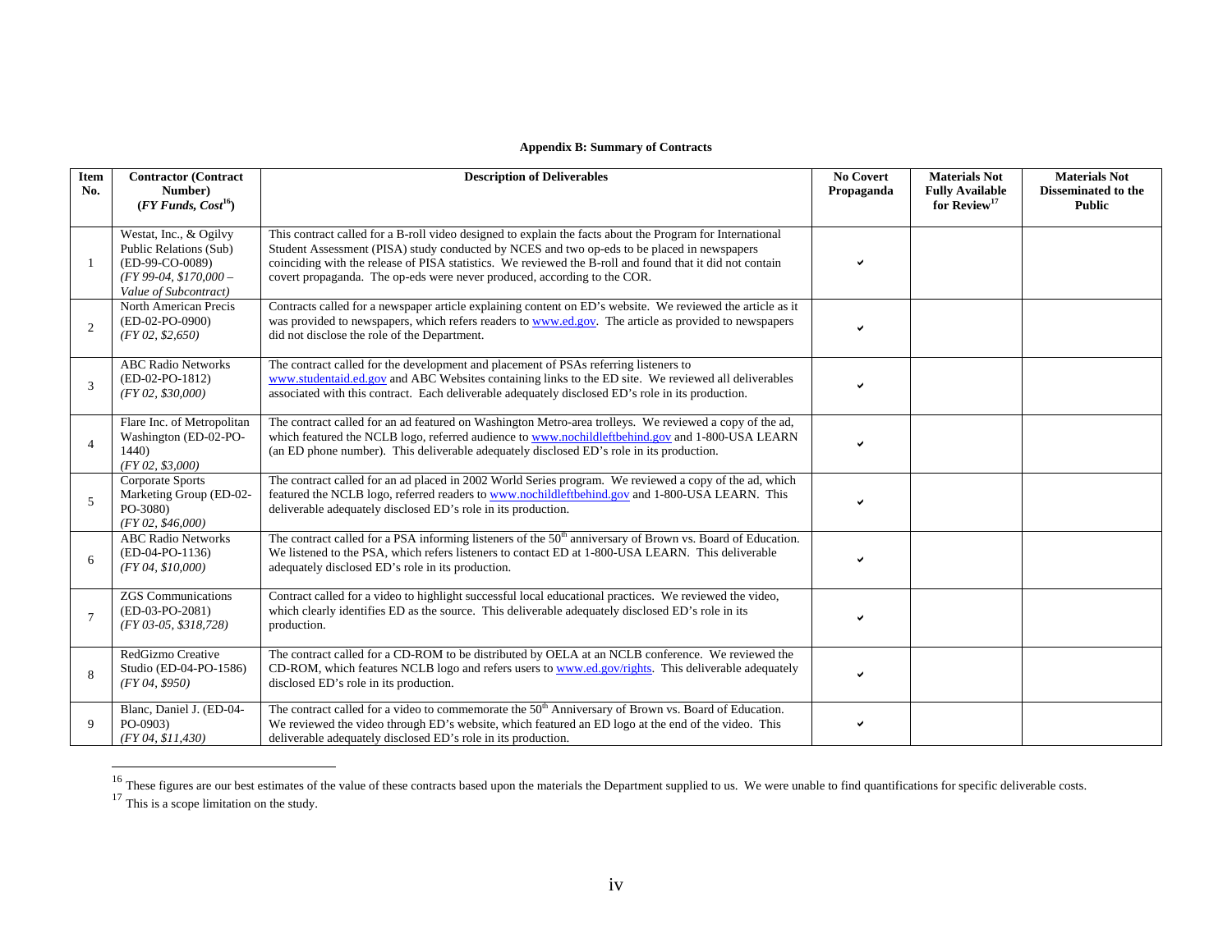**Appendix B: Summary of Contracts**

| Item No. | Contractor (Contract Number) (*FY Funds, Cost*[16]) | Description of Deliverables | No Covert Propaganda | Materials Not Fully Available for Review[17] | Materials Not Disseminated to the Public |
|---|---|---|---|---|---|
| 1 | Westat, Inc., & Ogilvy Public Relations (Sub) (ED-99-CO-0089) *(FY 99-04, $170,000 – Value of Subcontract)* | This contract called for a B-roll video designed to explain the facts about the Program for International Student Assessment (PISA) study conducted by NCES and two op-eds to be placed in newspapers coinciding with the release of PISA statistics. We reviewed the B-roll and found that it did not contain covert propaganda. The op-eds were never produced, according to the COR. | ✔ | | |
| 2 | North American Precis (ED-02-PO-0900) *(FY 02, $2,650)* | Contracts called for a newspaper article explaining content on ED's website. We reviewed the article as it was provided to newspapers, which refers readers to www.ed.gov. The article as provided to newspapers did not disclose the role of the Department. | ✔ | | |
| 3 | ABC Radio Networks (ED-02-PO-1812) *(FY 02, $30,000)* | The contract called for the development and placement of PSAs referring listeners to www.studentaid.ed.gov and ABC Websites containing links to the ED site. We reviewed all deliverables associated with this contract. Each deliverable adequately disclosed ED's role in its production. | ✔ | | |
| 4 | Flare Inc. of Metropolitan Washington (ED-02-PO-1440) *(FY 02, $3,000)* | The contract called for an ad featured on Washington Metro-area trolleys. We reviewed a copy of the ad, which featured the NCLB logo, referred audience to www.nochildleftbehind.gov and 1-800-USA LEARN (an ED phone number). This deliverable adequately disclosed ED's role in its production. | ✔ | | |
| 5 | Corporate Sports Marketing Group (ED-02-PO-3080) *(FY 02, $46,000)* | The contract called for an ad placed in 2002 World Series program. We reviewed a copy of the ad, which featured the NCLB logo, referred readers to www.nochildleftbehind.gov and 1-800-USA LEARN. This deliverable adequately disclosed ED's role in its production. | ✔ | | |
| 6 | ABC Radio Networks (ED-04-PO-1136) *(FY 04, $10,000)* | The contract called for a PSA informing listeners of the 50th anniversary of Brown vs. Board of Education. We listened to the PSA, which refers listeners to contact ED at 1-800-USA LEARN. This deliverable adequately disclosed ED's role in its production. | ✔ | | |
| 7 | ZGS Communications (ED-03-PO-2081) *(FY 03-05, $318,728)* | Contract called for a video to highlight successful local educational practices. We reviewed the video, which clearly identifies ED as the source. This deliverable adequately disclosed ED's role in its production. | ✔ | | |
| 8 | RedGizmo Creative Studio (ED-04-PO-1586) *(FY 04, $950)* | The contract called for a CD-ROM to be distributed by OELA at an NCLB conference. We reviewed the CD-ROM, which features NCLB logo and refers users to www.ed.gov/rights. This deliverable adequately disclosed ED's role in its production. | ✔ | | |
| 9 | Blanc, Daniel J. (ED-04-PO-0903) *(FY 04, $11,430)* | The contract called for a video to commemorate the 50th Anniversary of Brown vs. Board of Education. We reviewed the video through ED's website, which featured an ED logo at the end of the video. This deliverable adequately disclosed ED's role in its production. | ✔ | | |

[16] These figures are our best estimates of the value of these contracts based upon the materials the Department supplied to us. We were unable to find quantifications for specific deliverable costs.

[17] This is a scope limitation on the study.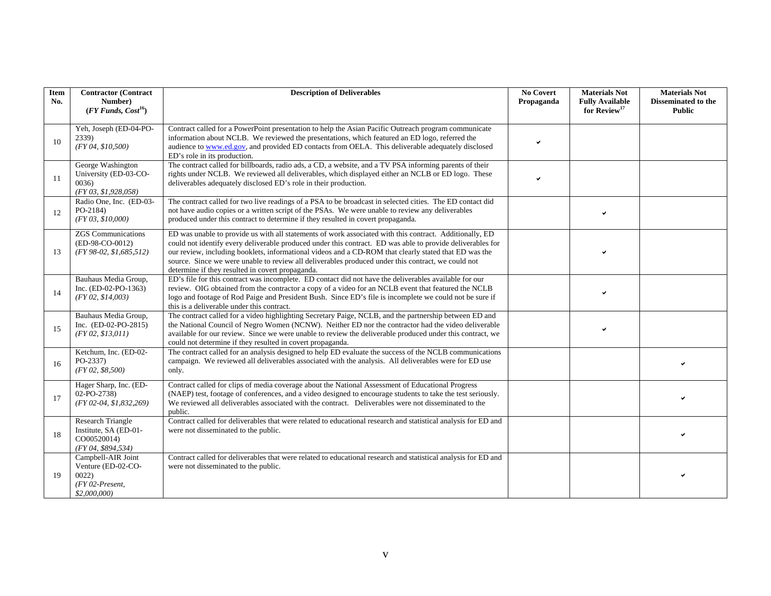| Item No. | Contractor (Contract Number) (*FY Funds, Cost*[16]) | Description of Deliverables | No Covert Propaganda | Materials Not Fully Available for Review[17] | Materials Not Disseminated to the Public |
|---|---|---|---|---|---|
| 10 | Yeh, Joseph (ED-04-PO-2339) *(FY 04, $10,500)* | Contract called for a PowerPoint presentation to help the Asian Pacific Outreach program communicate information about NCLB. We reviewed the presentations, which featured an ED logo, referred the audience to www.ed.gov, and provided ED contacts from OELA. This deliverable adequately disclosed ED's role in its production. | ✔ | | |
| 11 | George Washington University (ED-03-CO-0036) *(FY 03, $1,928,058)* | The contract called for billboards, radio ads, a CD, a website, and a TV PSA informing parents of their rights under NCLB. We reviewed all deliverables, which displayed either an NCLB or ED logo. These deliverables adequately disclosed ED's role in their production. | ✔ | | |
| 12 | Radio One, Inc. (ED-03-PO-2184) *(FY 03, $10,000)* | The contract called for two live readings of a PSA to be broadcast in selected cities. The ED contact did not have audio copies or a written script of the PSAs. We were unable to review any deliverables produced under this contract to determine if they resulted in covert propaganda. | | ✔ | |
| 13 | ZGS Communications (ED-98-CO-0012) *(FY 98-02, $1,685,512)* | ED was unable to provide us with all statements of work associated with this contract. Additionally, ED could not identify every deliverable produced under this contract. ED was able to provide deliverables for our review, including booklets, informational videos and a CD-ROM that clearly stated that ED was the source. Since we were unable to review all deliverables produced under this contract, we could not determine if they resulted in covert propaganda. | | ✔ | |
| 14 | Bauhaus Media Group, Inc. (ED-02-PO-1363) *(FY 02, $14,003)* | ED's file for this contract was incomplete. ED contact did not have the deliverables available for our review. OIG obtained from the contractor a copy of a video for an NCLB event that featured the NCLB logo and footage of Rod Paige and President Bush. Since ED's file is incomplete we could not be sure if this is a deliverable under this contract. | | ✔ | |
| 15 | Bauhaus Media Group, Inc. (ED-02-PO-2815) *(FY 02, $13,011)* | The contract called for a video highlighting Secretary Paige, NCLB, and the partnership between ED and the National Council of Negro Women (NCNW). Neither ED nor the contractor had the video deliverable available for our review. Since we were unable to review the deliverable produced under this contract, we could not determine if they resulted in covert propaganda. | | ✔ | |
| 16 | Ketchum, Inc. (ED-02-PO-2337) *(FY 02, $8,500)* | The contract called for an analysis designed to help ED evaluate the success of the NCLB communications campaign. We reviewed all deliverables associated with the analysis. All deliverables were for ED use only. | | | ✔ |
| 17 | Hager Sharp, Inc. (ED-02-PO-2738) *(FY 02-04, $1,832,269)* | Contract called for clips of media coverage about the National Assessment of Educational Progress (NAEP) test, footage of conferences, and a video designed to encourage students to take the test seriously. We reviewed all deliverables associated with the contract. Deliverables were not disseminated to the public. | | | ✔ |
| 18 | Research Triangle Institute, SA (ED-01-CO00520014) *(FY 04, $894,534)* | Contract called for deliverables that were related to educational research and statistical analysis for ED and were not disseminated to the public. | | | ✔ |
| 19 | Campbell-AIR Joint Venture (ED-02-CO-0022) *(FY 02-Present, $2,000,000)* | Contract called for deliverables that were related to educational research and statistical analysis for ED and were not disseminated to the public. | | | ✔ |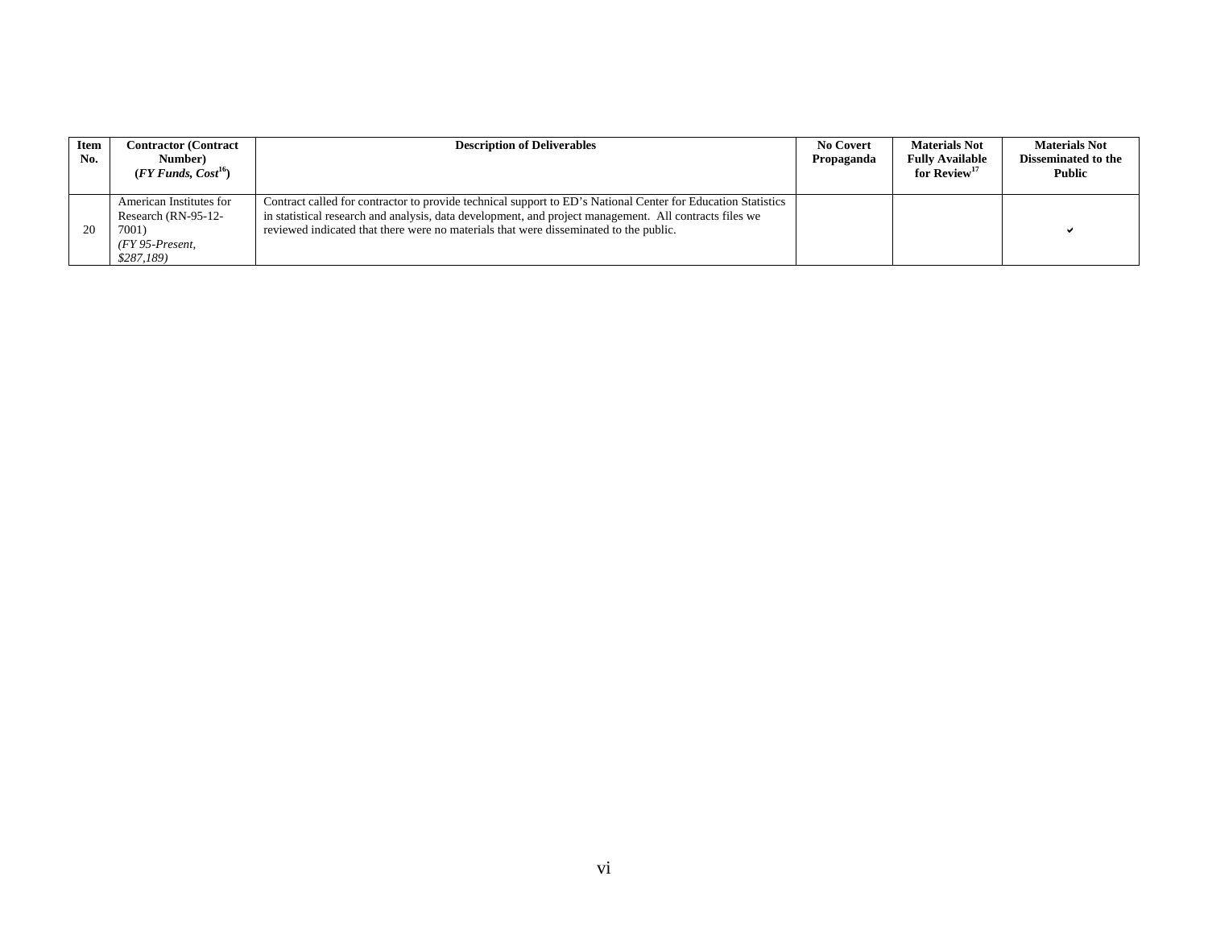| Item No. | Contractor (Contract Number) (*FY Funds, Cost*[16]) | Description of Deliverables | No Covert Propaganda | Materials Not Fully Available for Review[17] | Materials Not Disseminated to the Public |
|---|---|---|---|---|---|
| 20 | American Institutes for Research (RN-95-12-7001) *(FY 95-Present, $287,189)* | Contract called for contractor to provide technical support to ED's National Center for Education Statistics in statistical research and analysis, data development, and project management. All contracts files we reviewed indicated that there were no materials that were disseminated to the public. | | | ✔ |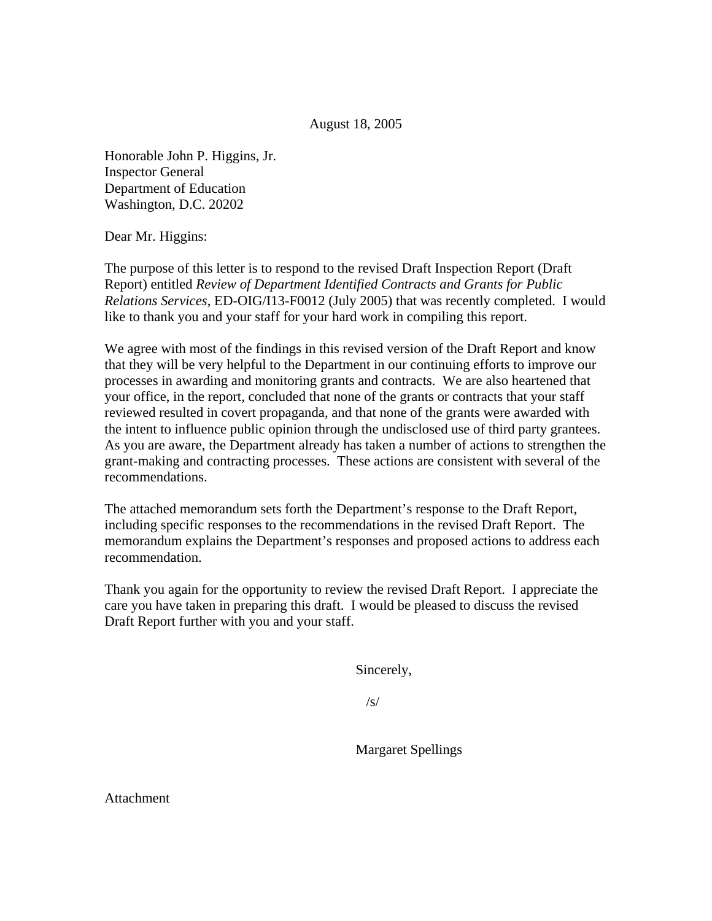August 18, 2005

Honorable John P. Higgins, Jr.
Inspector General
Department of Education
Washington, D.C. 20202

Dear Mr. Higgins:

The purpose of this letter is to respond to the revised Draft Inspection Report (Draft Report) entitled *Review of Department Identified Contracts and Grants for Public Relations Services*, ED-OIG/I13-F0012 (July 2005) that was recently completed. I would like to thank you and your staff for your hard work in compiling this report.

We agree with most of the findings in this revised version of the Draft Report and know that they will be very helpful to the Department in our continuing efforts to improve our processes in awarding and monitoring grants and contracts. We are also heartened that your office, in the report, concluded that none of the grants or contracts that your staff reviewed resulted in covert propaganda, and that none of the grants were awarded with the intent to influence public opinion through the undisclosed use of third party grantees. As you are aware, the Department already has taken a number of actions to strengthen the grant-making and contracting processes. These actions are consistent with several of the recommendations.

The attached memorandum sets forth the Department's response to the Draft Report, including specific responses to the recommendations in the revised Draft Report. The memorandum explains the Department's responses and proposed actions to address each recommendation.

Thank you again for the opportunity to review the revised Draft Report. I appreciate the care you have taken in preparing this draft. I would be pleased to discuss the revised Draft Report further with you and your staff.

Sincerely,

/s/

Margaret Spellings

Attachment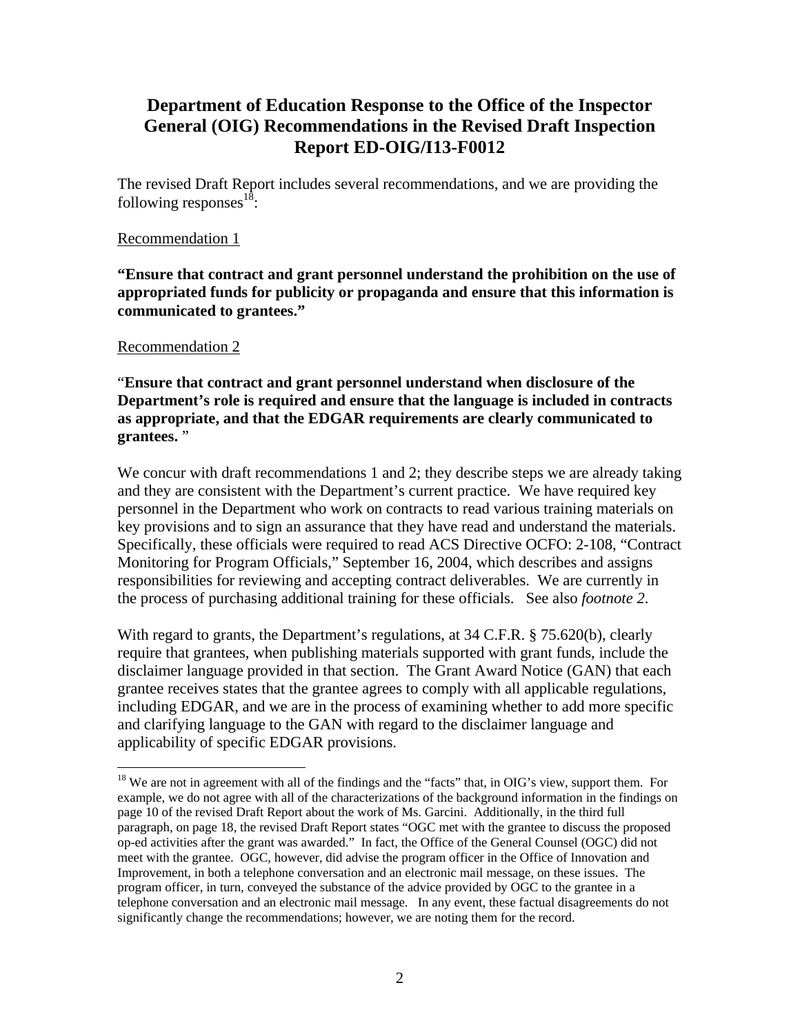## Department of Education Response to the Office of the Inspector General (OIG) Recommendations in the Revised Draft Inspection Report ED-OIG/I13-F0012

The revised Draft Report includes several recommendations, and we are providing the following responses[18]:

Recommendation 1

**"Ensure that contract and grant personnel understand the prohibition on the use of appropriated funds for publicity or propaganda and ensure that this information is communicated to grantees."**

Recommendation 2

"**Ensure that contract and grant personnel understand when disclosure of the Department's role is required and ensure that the language is included in contracts as appropriate, and that the EDGAR requirements are clearly communicated to grantees.** "

We concur with draft recommendations 1 and 2; they describe steps we are already taking and they are consistent with the Department's current practice. We have required key personnel in the Department who work on contracts to read various training materials on key provisions and to sign an assurance that they have read and understand the materials. Specifically, these officials were required to read ACS Directive OCFO: 2-108, "Contract Monitoring for Program Officials," September 16, 2004, which describes and assigns responsibilities for reviewing and accepting contract deliverables. We are currently in the process of purchasing additional training for these officials. See also *footnote 2*.

With regard to grants, the Department's regulations, at 34 C.F.R. § 75.620(b), clearly require that grantees, when publishing materials supported with grant funds, include the disclaimer language provided in that section. The Grant Award Notice (GAN) that each grantee receives states that the grantee agrees to comply with all applicable regulations, including EDGAR, and we are in the process of examining whether to add more specific and clarifying language to the GAN with regard to the disclaimer language and applicability of specific EDGAR provisions.

[18] We are not in agreement with all of the findings and the "facts" that, in OIG's view, support them. For example, we do not agree with all of the characterizations of the background information in the findings on page 10 of the revised Draft Report about the work of Ms. Garcini. Additionally, in the third full paragraph, on page 18, the revised Draft Report states "OGC met with the grantee to discuss the proposed op-ed activities after the grant was awarded." In fact, the Office of the General Counsel (OGC) did not meet with the grantee. OGC, however, did advise the program officer in the Office of Innovation and Improvement, in both a telephone conversation and an electronic mail message, on these issues. The program officer, in turn, conveyed the substance of the advice provided by OGC to the grantee in a telephone conversation and an electronic mail message. In any event, these factual disagreements do not significantly change the recommendations; however, we are noting them for the record.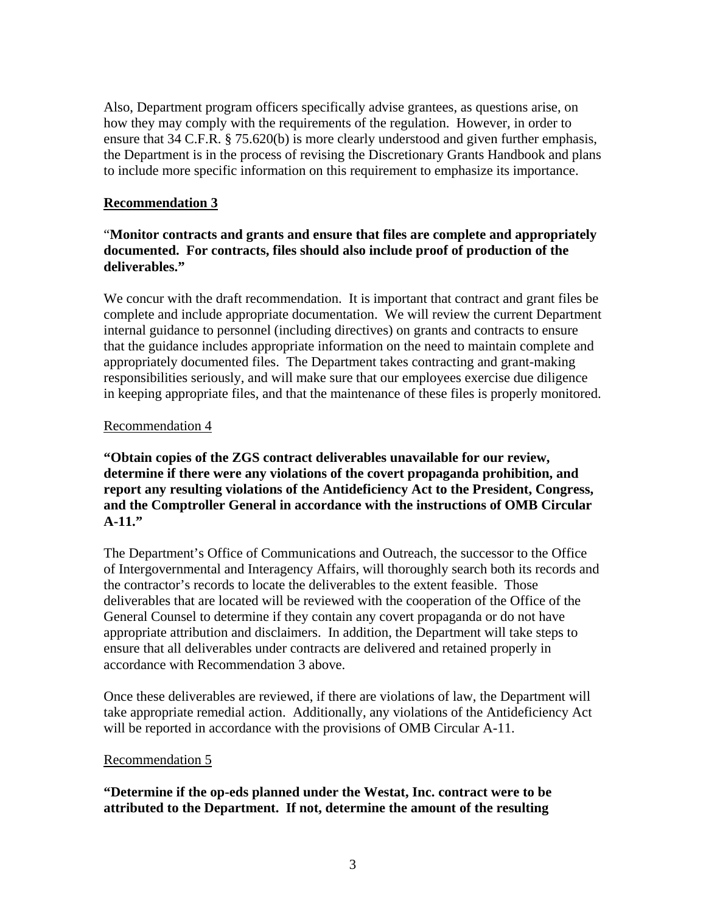Also, Department program officers specifically advise grantees, as questions arise, on how they may comply with the requirements of the regulation. However, in order to ensure that 34 C.F.R. § 75.620(b) is more clearly understood and given further emphasis, the Department is in the process of revising the Discretionary Grants Handbook and plans to include more specific information on this requirement to emphasize its importance.

**Recommendation 3**

"**Monitor contracts and grants and ensure that files are complete and appropriately documented. For contracts, files should also include proof of production of the deliverables."**

We concur with the draft recommendation. It is important that contract and grant files be complete and include appropriate documentation. We will review the current Department internal guidance to personnel (including directives) on grants and contracts to ensure that the guidance includes appropriate information on the need to maintain complete and appropriately documented files. The Department takes contracting and grant-making responsibilities seriously, and will make sure that our employees exercise due diligence in keeping appropriate files, and that the maintenance of these files is properly monitored.

Recommendation 4

**"Obtain copies of the ZGS contract deliverables unavailable for our review, determine if there were any violations of the covert propaganda prohibition, and report any resulting violations of the Antideficiency Act to the President, Congress, and the Comptroller General in accordance with the instructions of OMB Circular A-11."**

The Department's Office of Communications and Outreach, the successor to the Office of Intergovernmental and Interagency Affairs, will thoroughly search both its records and the contractor's records to locate the deliverables to the extent feasible. Those deliverables that are located will be reviewed with the cooperation of the Office of the General Counsel to determine if they contain any covert propaganda or do not have appropriate attribution and disclaimers. In addition, the Department will take steps to ensure that all deliverables under contracts are delivered and retained properly in accordance with Recommendation 3 above.

Once these deliverables are reviewed, if there are violations of law, the Department will take appropriate remedial action. Additionally, any violations of the Antideficiency Act will be reported in accordance with the provisions of OMB Circular A-11.

Recommendation 5

**"Determine if the op-eds planned under the Westat, Inc. contract were to be attributed to the Department. If not, determine the amount of the resulting**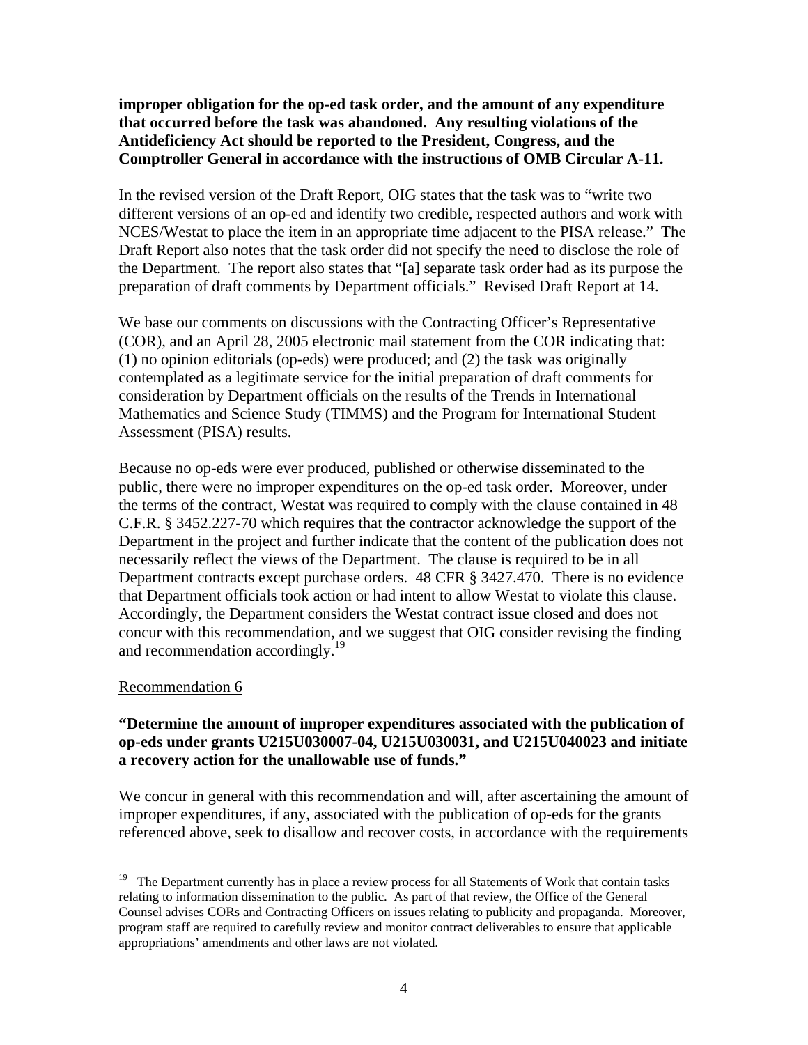**improper obligation for the op-ed task order, and the amount of any expenditure that occurred before the task was abandoned. Any resulting violations of the Antideficiency Act should be reported to the President, Congress, and the Comptroller General in accordance with the instructions of OMB Circular A-11.**

In the revised version of the Draft Report, OIG states that the task was to "write two different versions of an op-ed and identify two credible, respected authors and work with NCES/Westat to place the item in an appropriate time adjacent to the PISA release." The Draft Report also notes that the task order did not specify the need to disclose the role of the Department. The report also states that "[a] separate task order had as its purpose the preparation of draft comments by Department officials." Revised Draft Report at 14.

We base our comments on discussions with the Contracting Officer's Representative (COR), and an April 28, 2005 electronic mail statement from the COR indicating that: (1) no opinion editorials (op-eds) were produced; and (2) the task was originally contemplated as a legitimate service for the initial preparation of draft comments for consideration by Department officials on the results of the Trends in International Mathematics and Science Study (TIMMS) and the Program for International Student Assessment (PISA) results.

Because no op-eds were ever produced, published or otherwise disseminated to the public, there were no improper expenditures on the op-ed task order. Moreover, under the terms of the contract, Westat was required to comply with the clause contained in 48 C.F.R. § 3452.227-70 which requires that the contractor acknowledge the support of the Department in the project and further indicate that the content of the publication does not necessarily reflect the views of the Department. The clause is required to be in all Department contracts except purchase orders. 48 CFR § 3427.470. There is no evidence that Department officials took action or had intent to allow Westat to violate this clause. Accordingly, the Department considers the Westat contract issue closed and does not concur with this recommendation, and we suggest that OIG consider revising the finding and recommendation accordingly.[19]

Recommendation 6

**"Determine the amount of improper expenditures associated with the publication of op-eds under grants U215U030007-04, U215U030031, and U215U040023 and initiate a recovery action for the unallowable use of funds."**

We concur in general with this recommendation and will, after ascertaining the amount of improper expenditures, if any, associated with the publication of op-eds for the grants referenced above, seek to disallow and recover costs, in accordance with the requirements

---

[19] The Department currently has in place a review process for all Statements of Work that contain tasks relating to information dissemination to the public. As part of that review, the Office of the General Counsel advises CORs and Contracting Officers on issues relating to publicity and propaganda. Moreover, program staff are required to carefully review and monitor contract deliverables to ensure that applicable appropriations' amendments and other laws are not violated.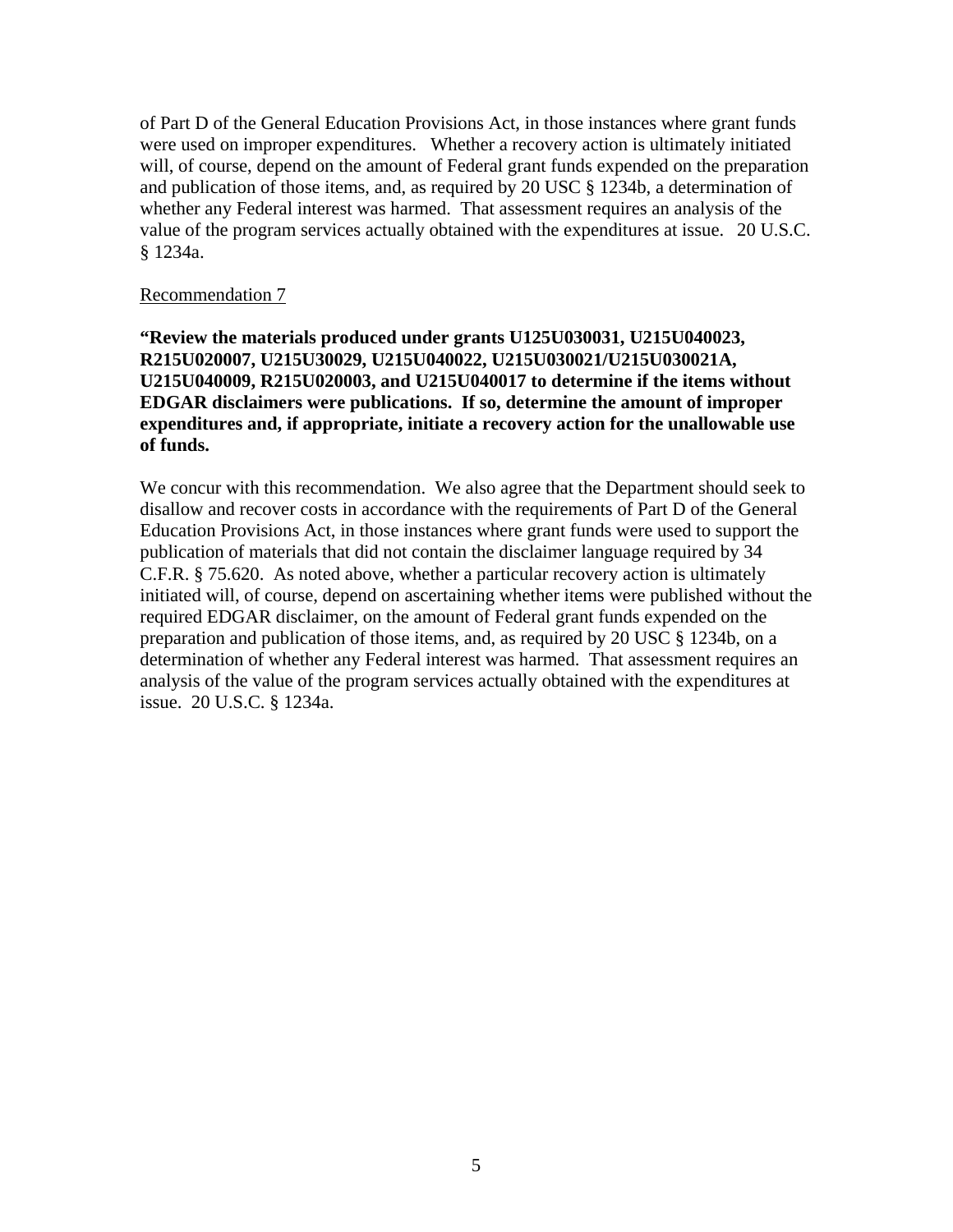of Part D of the General Education Provisions Act, in those instances where grant funds were used on improper expenditures. Whether a recovery action is ultimately initiated will, of course, depend on the amount of Federal grant funds expended on the preparation and publication of those items, and, as required by 20 USC § 1234b, a determination of whether any Federal interest was harmed. That assessment requires an analysis of the value of the program services actually obtained with the expenditures at issue. 20 U.S.C. § 1234a.

<u>Recommendation 7</u>

**"Review the materials produced under grants U125U030031, U215U040023, R215U020007, U215U30029, U215U040022, U215U030021/U215U030021A, U215U040009, R215U020003, and U215U040017 to determine if the items without EDGAR disclaimers were publications. If so, determine the amount of improper expenditures and, if appropriate, initiate a recovery action for the unallowable use of funds.**

We concur with this recommendation. We also agree that the Department should seek to disallow and recover costs in accordance with the requirements of Part D of the General Education Provisions Act, in those instances where grant funds were used to support the publication of materials that did not contain the disclaimer language required by 34 C.F.R. § 75.620. As noted above, whether a particular recovery action is ultimately initiated will, of course, depend on ascertaining whether items were published without the required EDGAR disclaimer, on the amount of Federal grant funds expended on the preparation and publication of those items, and, as required by 20 USC § 1234b, on a determination of whether any Federal interest was harmed. That assessment requires an analysis of the value of the program services actually obtained with the expenditures at issue. 20 U.S.C. § 1234a.